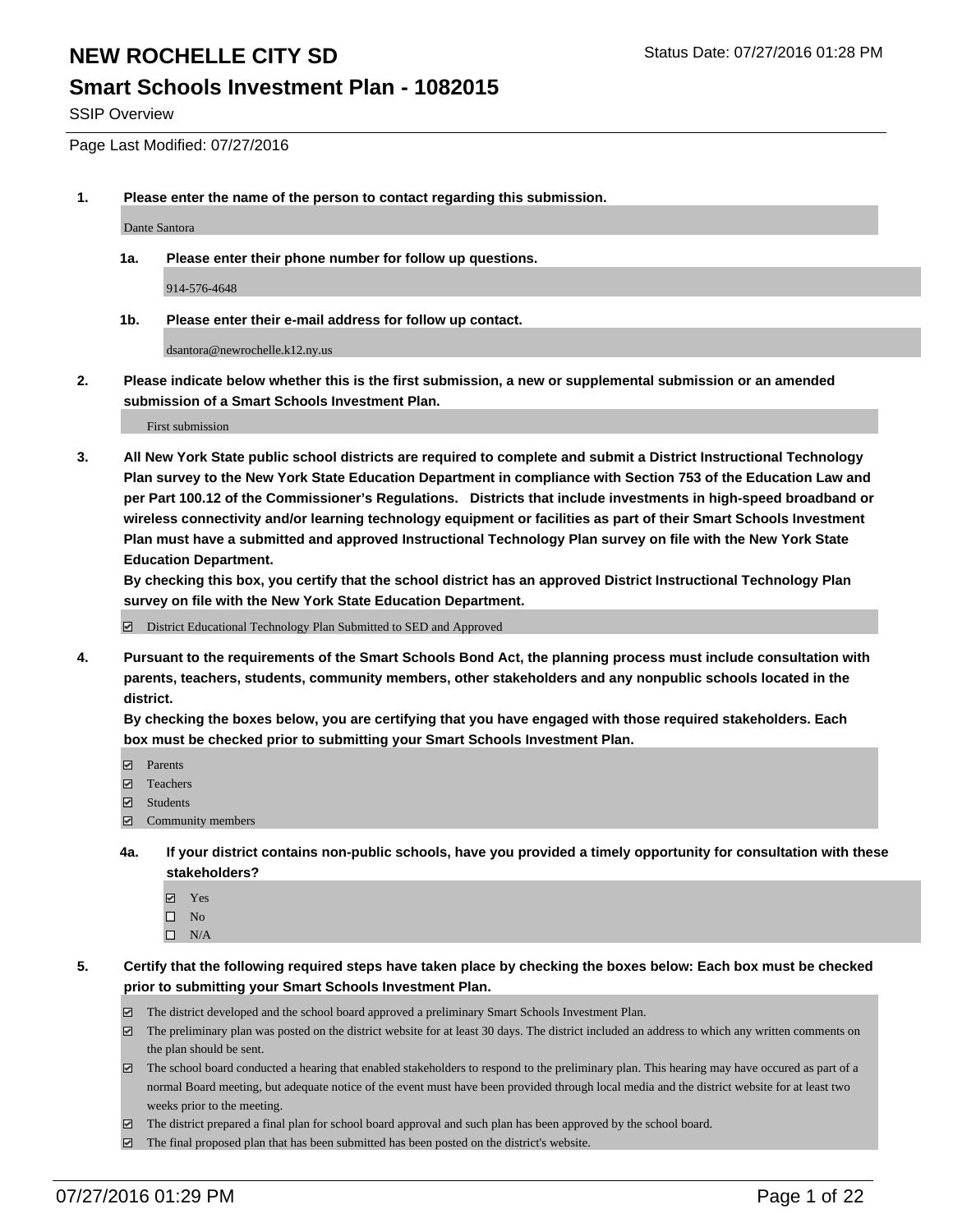# NEW ROCHELLE CITY SD

## Smart Schools Investment Plan - 1082015

SSIP Overview

Status Date: 07/27/2016 01:28 PM

Page Last Modified: 07/27/2016

**1. Please enter the name of the person to contact regarding this submission.**

Dante Santora

**1a. Please enter their phone number for follow up questions.**

914-576-4648

**1b. Please enter their e-mail address for follow up contact.**

dsantora@newrochelle.k12.ny.us

**2. Please indicate below whether this is the first submission, a new or supplemental submission or an amended submission of a Smart Schools Investment Plan.**

First submission

**3. All New York State public school districts are required to complete and submit a District Instructional Technology Plan survey to the New York State Education Department in compliance with Section 753 of the Education Law and per Part 100.12 of the Commissioner's Regulations. Districts that include investments in high-speed broadband or wireless connectivity and/or learning technology equipment or facilities as part of their Smart Schools Investment Plan must have a submitted and approved Instructional Technology Plan survey on file with the New York State Education Department.**

**By checking this box, you certify that the school district has an approved District Instructional Technology Plan survey on file with the New York State Education Department.**

- ☑ District Educational Technology Plan Submitted to SED and Approved

**4. Pursuant to the requirements of the Smart Schools Bond Act, the planning process must include consultation with parents, teachers, students, community members, other stakeholders and any nonpublic schools located in the district.**

**By checking the boxes below, you are certifying that you have engaged with those required stakeholders. Each box must be checked prior to submitting your Smart Schools Investment Plan.**

- ☑ Parents
- ☑ Teachers
- ☑ Students
- ☑ Community members

**4a. If your district contains non-public schools, have you provided a timely opportunity for consultation with these stakeholders?**

- ☑ Yes
- ☐ No
- ☐ N/A

**5. Certify that the following required steps have taken place by checking the boxes below: Each box must be checked prior to submitting your Smart Schools Investment Plan.**

- ☑ The district developed and the school board approved a preliminary Smart Schools Investment Plan.
- ☑ The preliminary plan was posted on the district website for at least 30 days. The district included an address to which any written comments on the plan should be sent.
- ☑ The school board conducted a hearing that enabled stakeholders to respond to the preliminary plan. This hearing may have occured as part of a normal Board meeting, but adequate notice of the event must have been provided through local media and the district website for at least two weeks prior to the meeting.
- ☑ The district prepared a final plan for school board approval and such plan has been approved by the school board.
- ☑ The final proposed plan that has been submitted has been posted on the district's website.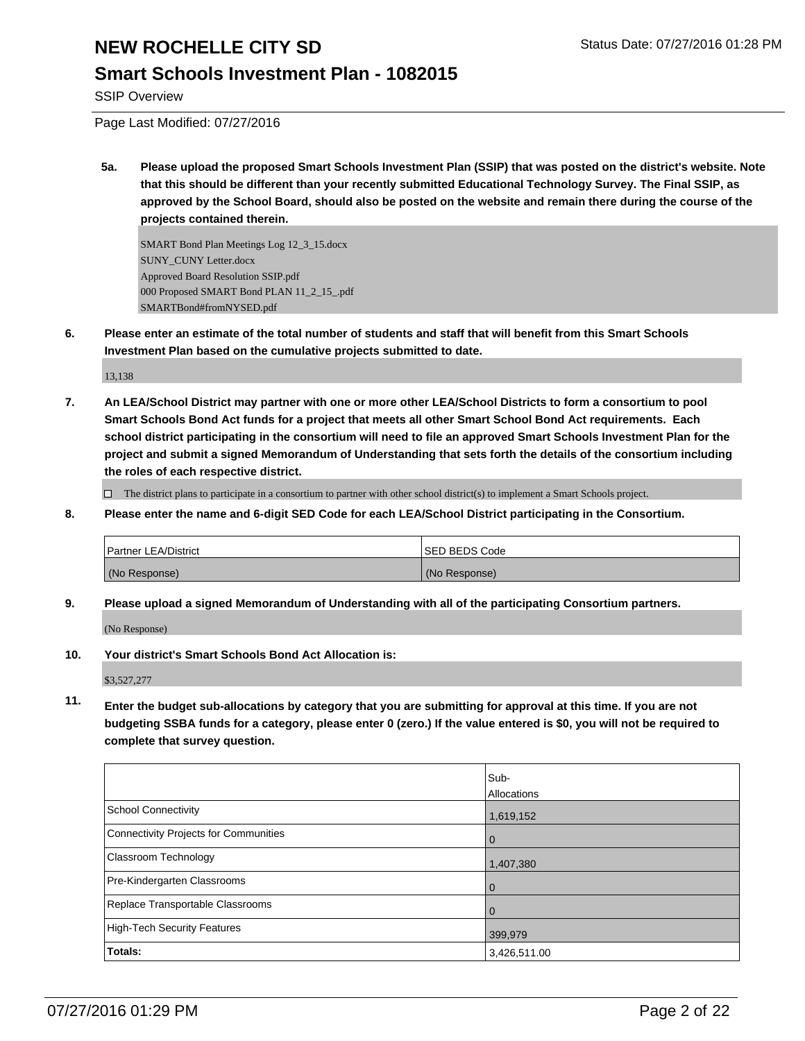# NEW ROCHELLE CITY SD

## Smart Schools Investment Plan - 1082015

SSIP Overview

Page Last Modified: 07/27/2016

**5a. Please upload the proposed Smart Schools Investment Plan (SSIP) that was posted on the district's website. Note that this should be different than your recently submitted Educational Technology Survey. The Final SSIP, as approved by the School Board, should also be posted on the website and remain there during the course of the projects contained therein.**

SMART Bond Plan Meetings Log 12_3_15.docx
SUNY_CUNY Letter.docx
Approved Board Resolution SSIP.pdf
000 Proposed SMART Bond PLAN 11_2_15_.pdf
SMARTBond#fromNYSED.pdf

**6. Please enter an estimate of the total number of students and staff that will benefit from this Smart Schools Investment Plan based on the cumulative projects submitted to date.**

13,138

**7. An LEA/School District may partner with one or more other LEA/School Districts to form a consortium to pool Smart Schools Bond Act funds for a project that meets all other Smart School Bond Act requirements. Each school district participating in the consortium will need to file an approved Smart Schools Investment Plan for the project and submit a signed Memorandum of Understanding that sets forth the details of the consortium including the roles of each respective district.**

☐ The district plans to participate in a consortium to partner with other school district(s) to implement a Smart Schools project.

**8. Please enter the name and 6-digit SED Code for each LEA/School District participating in the Consortium.**

| Partner LEA/District | SED BEDS Code |
|---|---|
| (No Response) | (No Response) |

**9. Please upload a signed Memorandum of Understanding with all of the participating Consortium partners.**

(No Response)

**10. Your district's Smart Schools Bond Act Allocation is:**

$3,527,277

**11. Enter the budget sub-allocations by category that you are submitting for approval at this time. If you are not budgeting SSBA funds for a category, please enter 0 (zero.) If the value entered is $0, you will not be required to complete that survey question.**

| | Sub-Allocations |
|---|---|
| School Connectivity | 1,619,152 |
| Connectivity Projects for Communities | 0 |
| Classroom Technology | 1,407,380 |
| Pre-Kindergarten Classrooms | 0 |
| Replace Transportable Classrooms | 0 |
| High-Tech Security Features | 399,979 |
| **Totals:** | 3,426,511.00 |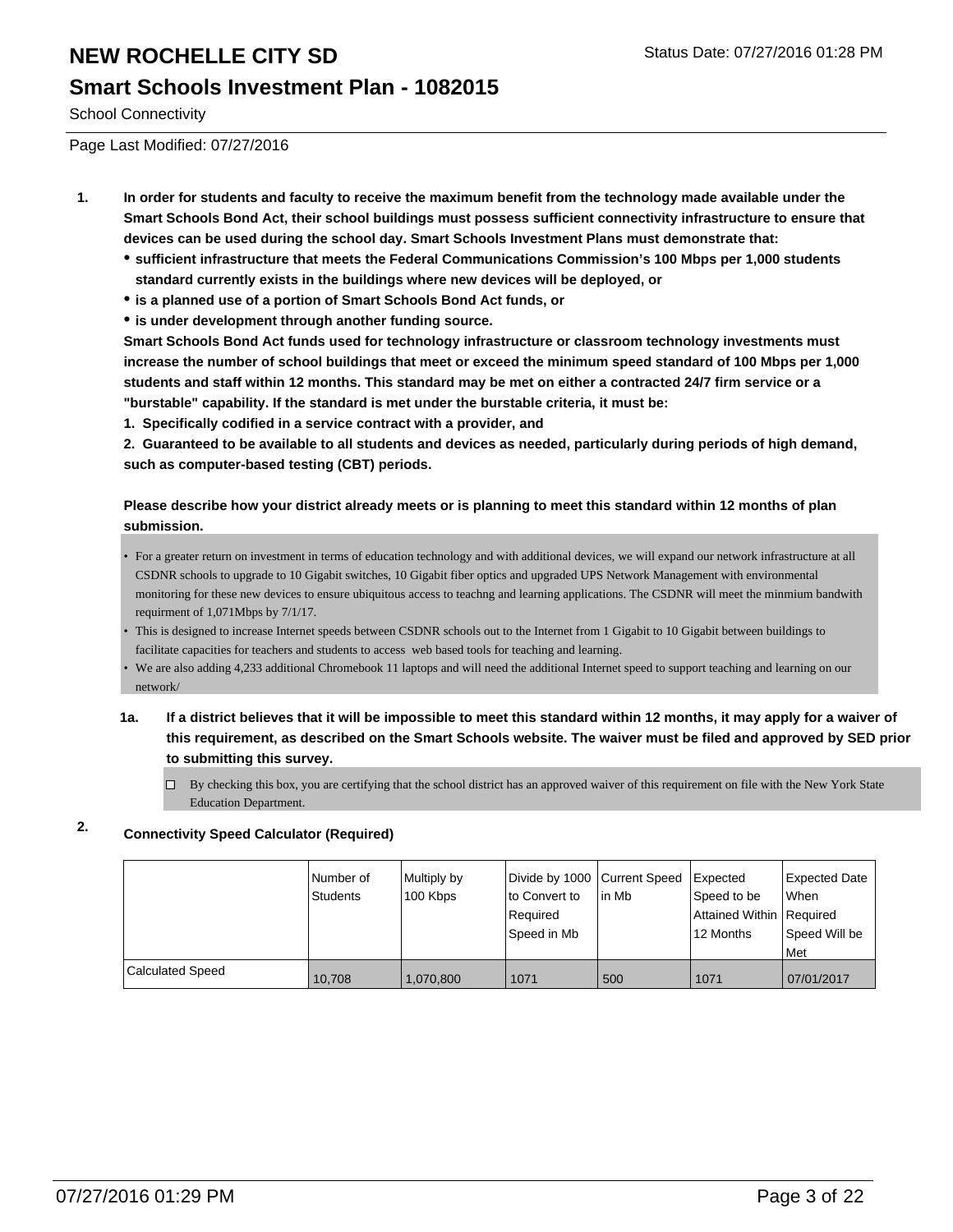# NEW ROCHELLE CITY SD

## Smart Schools Investment Plan - 1082015

School Connectivity

Page Last Modified: 07/27/2016

Status Date: 07/27/2016 01:28 PM

**1. In order for students and faculty to receive the maximum benefit from the technology made available under the Smart Schools Bond Act, their school buildings must possess sufficient connectivity infrastructure to ensure that devices can be used during the school day. Smart Schools Investment Plans must demonstrate that:**

- **sufficient infrastructure that meets the Federal Communications Commission's 100 Mbps per 1,000 students standard currently exists in the buildings where new devices will be deployed, or**
- **is a planned use of a portion of Smart Schools Bond Act funds, or**
- **is under development through another funding source.**

**Smart Schools Bond Act funds used for technology infrastructure or classroom technology investments must increase the number of school buildings that meet or exceed the minimum speed standard of 100 Mbps per 1,000 students and staff within 12 months. This standard may be met on either a contracted 24/7 firm service or a "burstable" capability. If the standard is met under the burstable criteria, it must be:**

**1. Specifically codified in a service contract with a provider, and**

**2. Guaranteed to be available to all students and devices as needed, particularly during periods of high demand, such as computer-based testing (CBT) periods.**

**Please describe how your district already meets or is planning to meet this standard within 12 months of plan submission.**

- For a greater return on investment in terms of education technology and with additional devices, we will expand our network infrastructure at all CSDNR schools to upgrade to 10 Gigabit switches, 10 Gigabit fiber optics and upgraded UPS Network Management with environmental monitoring for these new devices to ensure ubiquitous access to teachng and learning applications. The CSDNR will meet the minmium bandwith requirment of 1,071Mbps by 7/1/17.
- This is designed to increase Internet speeds between CSDNR schools out to the Internet from 1 Gigabit to 10 Gigabit between buildings to facilitate capacities for teachers and students to access web based tools for teaching and learning.
- We are also adding 4,233 additional Chromebook 11 laptops and will need the additional Internet speed to support teaching and learning on our network/

**1a. If a district believes that it will be impossible to meet this standard within 12 months, it may apply for a waiver of this requirement, as described on the Smart Schools website. The waiver must be filed and approved by SED prior to submitting this survey.**

☐ By checking this box, you are certifying that the school district has an approved waiver of this requirement on file with the New York State Education Department.

**2. Connectivity Speed Calculator (Required)**

| | Number of Students | Multiply by 100 Kbps | Divide by 1000 to Convert to Required Speed in Mb | Current Speed in Mb | Expected Speed to be Attained Within 12 Months | Expected Date When Required Speed Will be Met |
|---|---|---|---|---|---|---|
| Calculated Speed | 10,708 | 1,070,800 | 1071 | 500 | 1071 | 07/01/2017 |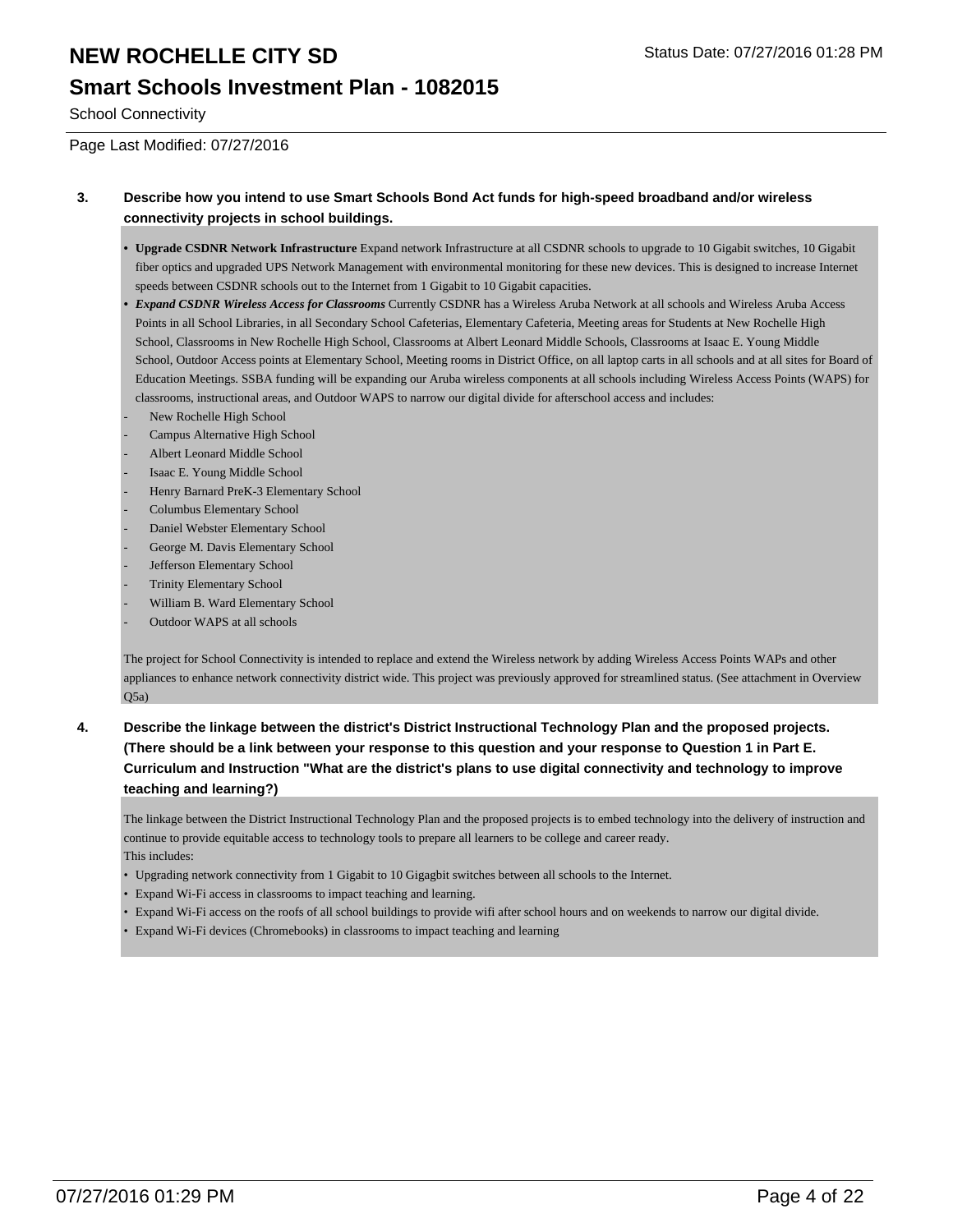**3. Describe how you intend to use Smart Schools Bond Act funds for high-speed broadband and/or wireless connectivity projects in school buildings.**

- **Upgrade CSDNR Network Infrastructure** Expand network Infrastructure at all CSDNR schools to upgrade to 10 Gigabit switches, 10 Gigabit fiber optics and upgraded UPS Network Management with environmental monitoring for these new devices. This is designed to increase Internet speeds between CSDNR schools out to the Internet from 1 Gigabit to 10 Gigabit capacities.
- ***Expand CSDNR Wireless Access for Classrooms*** Currently CSDNR has a Wireless Aruba Network at all schools and Wireless Aruba Access Points in all School Libraries, in all Secondary School Cafeterias, Elementary Cafeteria, Meeting areas for Students at New Rochelle High School, Classrooms in New Rochelle High School, Classrooms at Albert Leonard Middle Schools, Classrooms at Isaac E. Young Middle School, Outdoor Access points at Elementary School, Meeting rooms in District Office, on all laptop carts in all schools and at all sites for Board of Education Meetings. SSBA funding will be expanding our Aruba wireless components at all schools including Wireless Access Points (WAPS) for classrooms, instructional areas, and Outdoor WAPS to narrow our digital divide for afterschool access and includes:

- New Rochelle High School
- Campus Alternative High School
- Albert Leonard Middle School
- Isaac E. Young Middle School
- Henry Barnard PreK-3 Elementary School
- Columbus Elementary School
- Daniel Webster Elementary School
- George M. Davis Elementary School
- Jefferson Elementary School
- Trinity Elementary School
- William B. Ward Elementary School
- Outdoor WAPS at all schools

The project for School Connectivity is intended to replace and extend the Wireless network by adding Wireless Access Points WAPs and other appliances to enhance network connectivity district wide. This project was previously approved for streamlined status. (See attachment in Overview Q5a)

**4. Describe the linkage between the district's District Instructional Technology Plan and the proposed projects. (There should be a link between your response to this question and your response to Question 1 in Part E. Curriculum and Instruction "What are the district's plans to use digital connectivity and technology to improve teaching and learning?)**

The linkage between the District Instructional Technology Plan and the proposed projects is to embed technology into the delivery of instruction and continue to provide equitable access to technology tools to prepare all learners to be college and career ready.
This includes:

- Upgrading network connectivity from 1 Gigabit to 10 Gigagbit switches between all schools to the Internet.
- Expand Wi-Fi access in classrooms to impact teaching and learning.
- Expand Wi-Fi access on the roofs of all school buildings to provide wifi after school hours and on weekends to narrow our digital divide.
- Expand Wi-Fi devices (Chromebooks) in classrooms to impact teaching and learning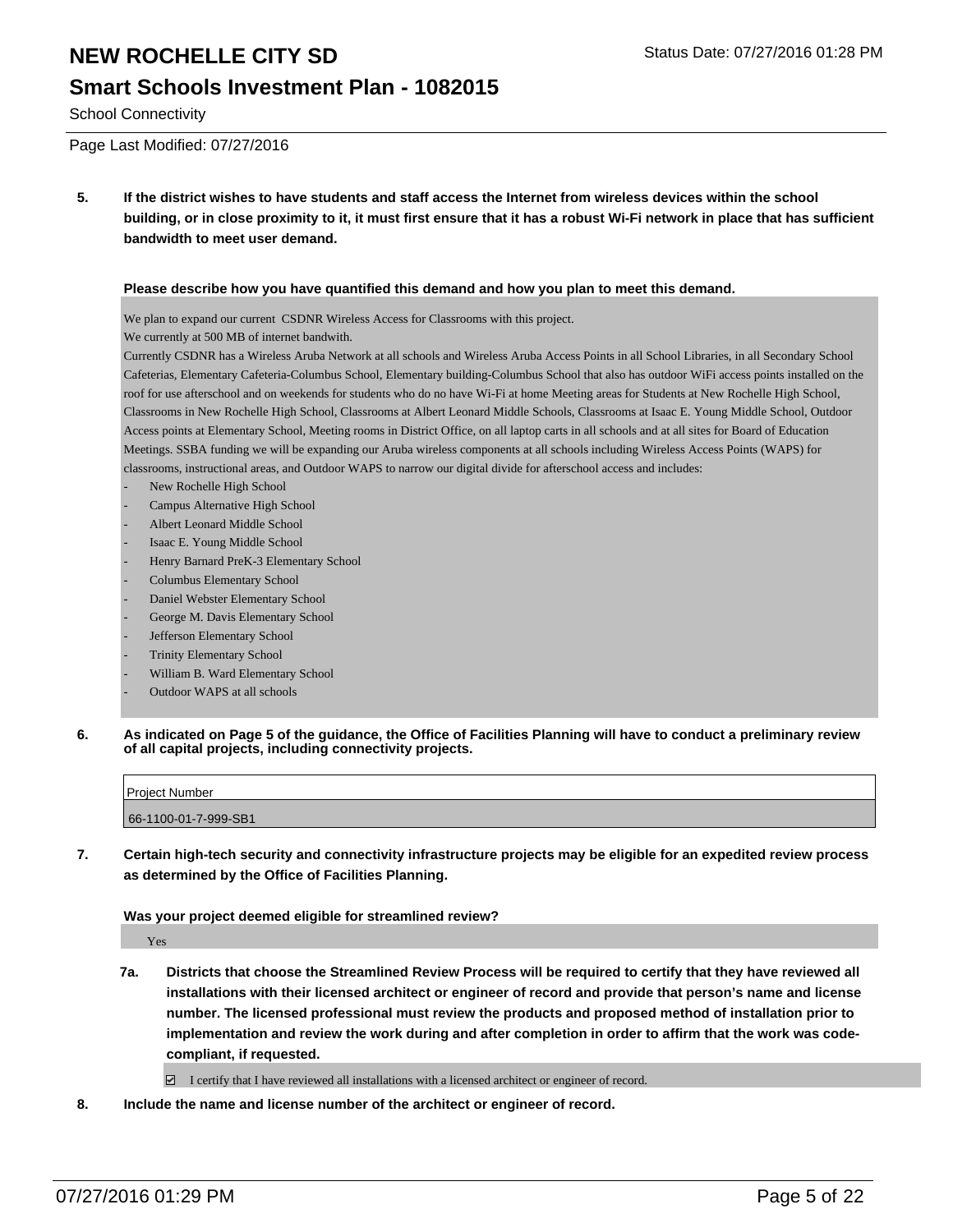**5. If the district wishes to have students and staff access the Internet from wireless devices within the school building, or in close proximity to it, it must first ensure that it has a robust Wi-Fi network in place that has sufficient bandwidth to meet user demand.**

**Please describe how you have quantified this demand and how you plan to meet this demand.**

We plan to expand our current CSDNR Wireless Access for Classrooms with this project.
We currently at 500 MB of internet bandwith.
Currently CSDNR has a Wireless Aruba Network at all schools and Wireless Aruba Access Points in all School Libraries, in all Secondary School Cafeterias, Elementary Cafeteria-Columbus School, Elementary building-Columbus School that also has outdoor WiFi access points installed on the roof for use afterschool and on weekends for students who do no have Wi-Fi at home Meeting areas for Students at New Rochelle High School, Classrooms in New Rochelle High School, Classrooms at Albert Leonard Middle Schools, Classrooms at Isaac E. Young Middle School, Outdoor Access points at Elementary School, Meeting rooms in District Office, on all laptop carts in all schools and at all sites for Board of Education Meetings. SSBA funding we will be expanding our Aruba wireless components at all schools including Wireless Access Points (WAPS) for classrooms, instructional areas, and Outdoor WAPS to narrow our digital divide for afterschool access and includes:

- New Rochelle High School
- Campus Alternative High School
- Albert Leonard Middle School
- Isaac E. Young Middle School
- Henry Barnard PreK-3 Elementary School
- Columbus Elementary School
- Daniel Webster Elementary School
- George M. Davis Elementary School
- Jefferson Elementary School
- Trinity Elementary School
- William B. Ward Elementary School
- Outdoor WAPS at all schools

**6. As indicated on Page 5 of the guidance, the Office of Facilities Planning will have to conduct a preliminary review of all capital projects, including connectivity projects.**

| Project Number |
|---|
| 66-1100-01-7-999-SB1 |

**7. Certain high-tech security and connectivity infrastructure projects may be eligible for an expedited review process as determined by the Office of Facilities Planning.**

**Was your project deemed eligible for streamlined review?**

Yes

**7a. Districts that choose the Streamlined Review Process will be required to certify that they have reviewed all installations with their licensed architect or engineer of record and provide that person's name and license number. The licensed professional must review the products and proposed method of installation prior to implementation and review the work during and after completion in order to affirm that the work was code-compliant, if requested.**

☑ I certify that I have reviewed all installations with a licensed architect or engineer of record.

**8. Include the name and license number of the architect or engineer of record.**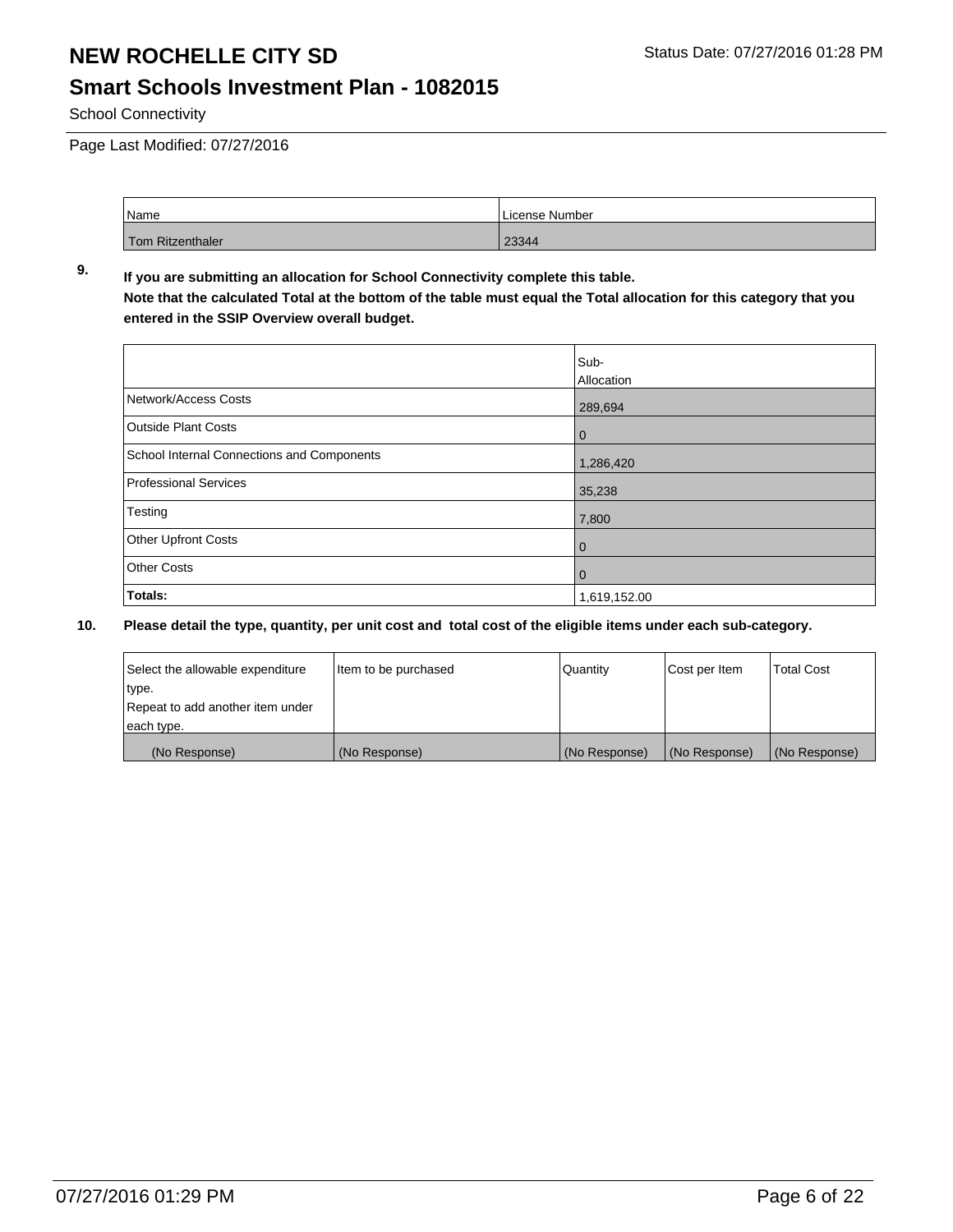# NEW ROCHELLE CITY SD

## Smart Schools Investment Plan - 1082015

School Connectivity

Page Last Modified: 07/27/2016

| Name | License Number |
| --- | --- |
| Tom Ritzenthaler | 23344 |

**9.** **If you are submitting an allocation for School Connectivity complete this table.**
**Note that the calculated Total at the bottom of the table must equal the Total allocation for this category that you entered in the SSIP Overview overall budget.**

| | Sub-Allocation |
| --- | --- |
| Network/Access Costs | 289,694 |
| Outside Plant Costs | 0 |
| School Internal Connections and Components | 1,286,420 |
| Professional Services | 35,238 |
| Testing | 7,800 |
| Other Upfront Costs | 0 |
| Other Costs | 0 |
| **Totals:** | 1,619,152.00 |

**10.** **Please detail the type, quantity, per unit cost and total cost of the eligible items under each sub-category.**

| Select the allowable expenditure type. Repeat to add another item under each type. | Item to be purchased | Quantity | Cost per Item | Total Cost |
| --- | --- | --- | --- | --- |
| (No Response) | (No Response) | (No Response) | (No Response) | (No Response) |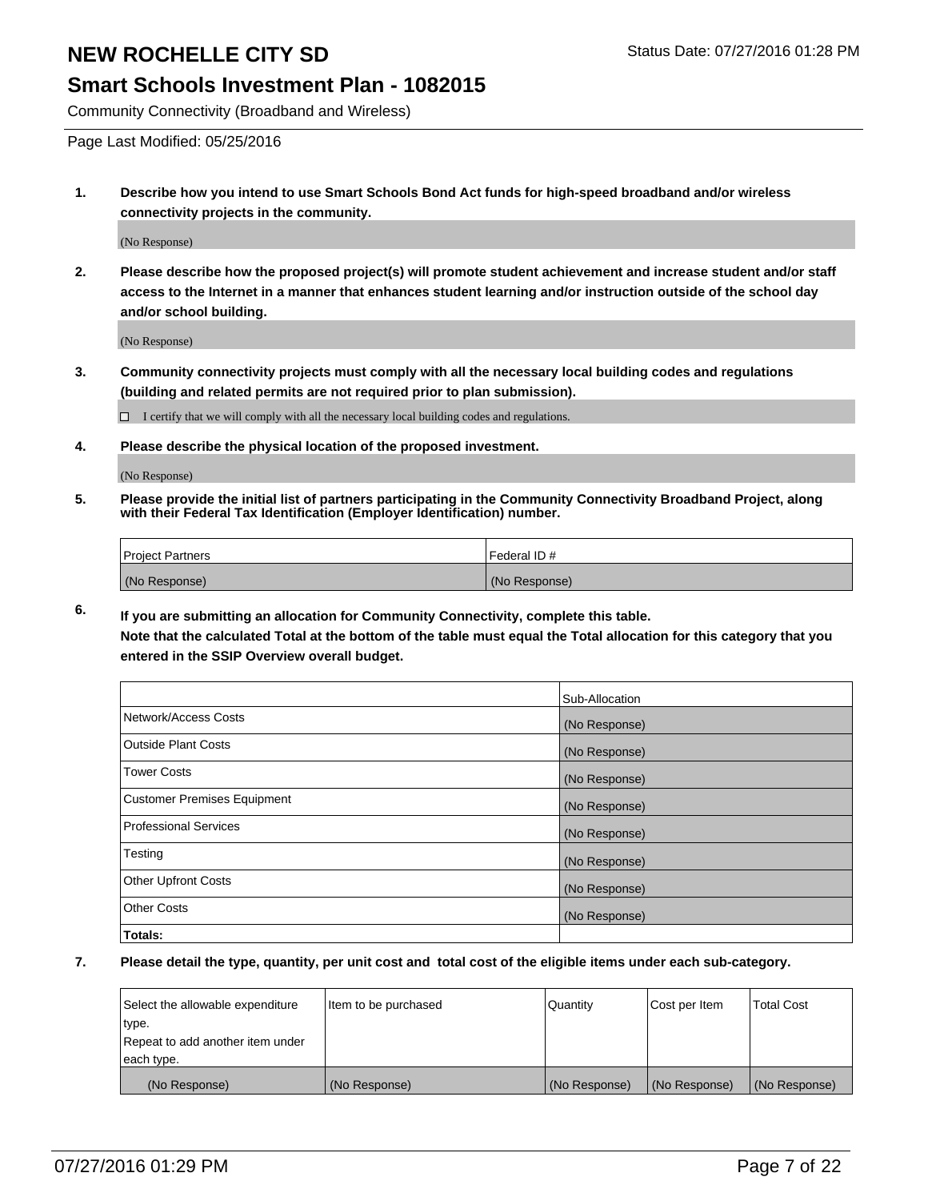# NEW ROCHELLE CITY SD

Status Date: 07/27/2016 01:28 PM

## Smart Schools Investment Plan - 1082015

Community Connectivity (Broadband and Wireless)

Page Last Modified: 05/25/2016

1. **Describe how you intend to use Smart Schools Bond Act funds for high-speed broadband and/or wireless connectivity projects in the community.**

   (No Response)

2. **Please describe how the proposed project(s) will promote student achievement and increase student and/or staff access to the Internet in a manner that enhances student learning and/or instruction outside of the school day and/or school building.**

   (No Response)

3. **Community connectivity projects must comply with all the necessary local building codes and regulations (building and related permits are not required prior to plan submission).**

   ☐ I certify that we will comply with all the necessary local building codes and regulations.

4. **Please describe the physical location of the proposed investment.**

   (No Response)

5. **Please provide the initial list of partners participating in the Community Connectivity Broadband Project, along with their Federal Tax Identification (Employer Identification) number.**

| Project Partners | Federal ID # |
|---|---|
| (No Response) | (No Response) |

6. **If you are submitting an allocation for Community Connectivity, complete this table.**
   **Note that the calculated Total at the bottom of the table must equal the Total allocation for this category that you entered in the SSIP Overview overall budget.**

| | Sub-Allocation |
|---|---|
| Network/Access Costs | (No Response) |
| Outside Plant Costs | (No Response) |
| Tower Costs | (No Response) |
| Customer Premises Equipment | (No Response) |
| Professional Services | (No Response) |
| Testing | (No Response) |
| Other Upfront Costs | (No Response) |
| Other Costs | (No Response) |
| **Totals:** | |

7. **Please detail the type, quantity, per unit cost and total cost of the eligible items under each sub-category.**

| Select the allowable expenditure type. Repeat to add another item under each type. | Item to be purchased | Quantity | Cost per Item | Total Cost |
|---|---|---|---|---|
| (No Response) | (No Response) | (No Response) | (No Response) | (No Response) |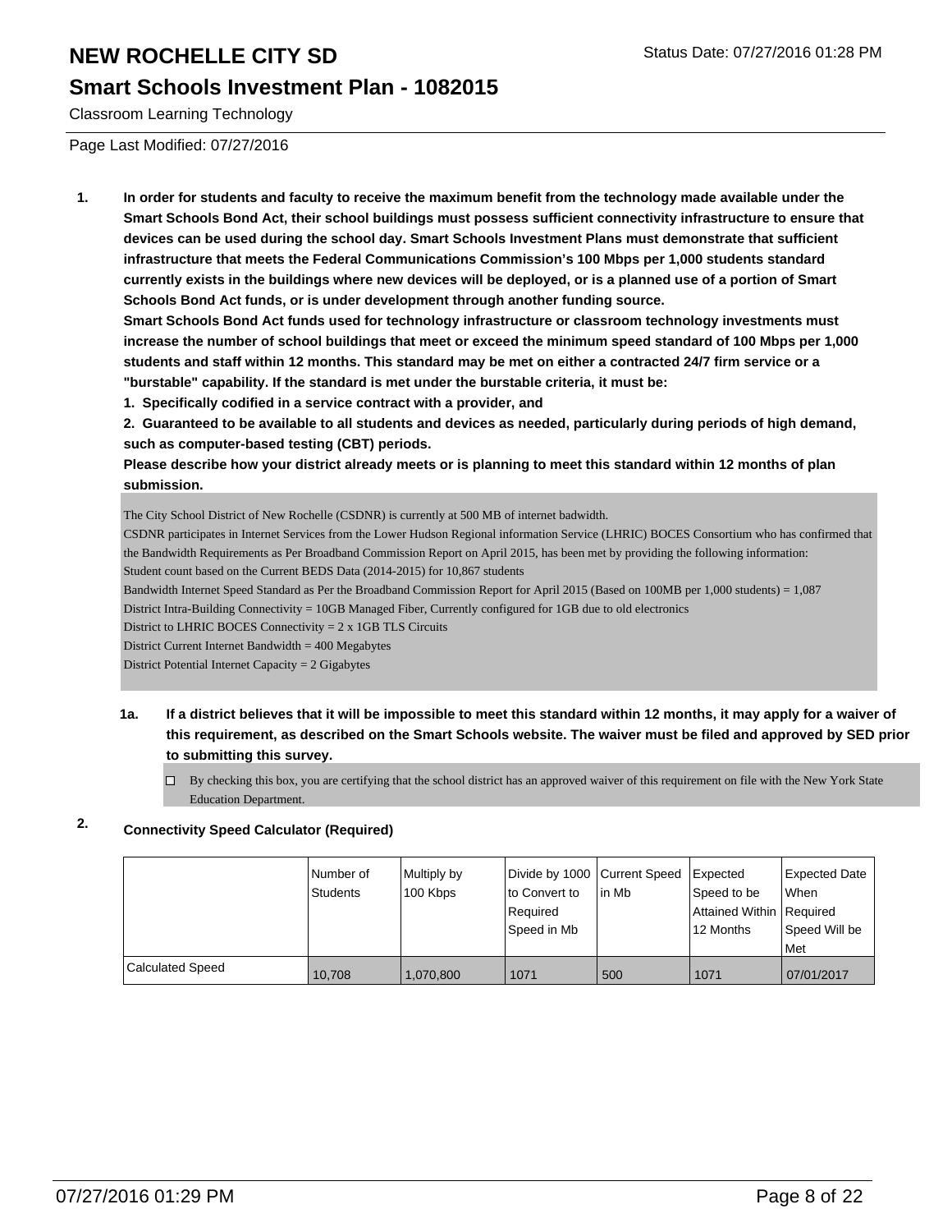# NEW ROCHELLE CITY SD

## Smart Schools Investment Plan - 1082015

Classroom Learning Technology

Status Date: 07/27/2016 01:28 PM

Page Last Modified: 07/27/2016

1. **In order for students and faculty to receive the maximum benefit from the technology made available under the Smart Schools Bond Act, their school buildings must possess sufficient connectivity infrastructure to ensure that devices can be used during the school day. Smart Schools Investment Plans must demonstrate that sufficient infrastructure that meets the Federal Communications Commission's 100 Mbps per 1,000 students standard currently exists in the buildings where new devices will be deployed, or is a planned use of a portion of Smart Schools Bond Act funds, or is under development through another funding source.**

   **Smart Schools Bond Act funds used for technology infrastructure or classroom technology investments must increase the number of school buildings that meet or exceed the minimum speed standard of 100 Mbps per 1,000 students and staff within 12 months. This standard may be met on either a contracted 24/7 firm service or a "burstable" capability. If the standard is met under the burstable criteria, it must be:**

   **1. Specifically codified in a service contract with a provider, and**

   **2. Guaranteed to be available to all students and devices as needed, particularly during periods of high demand, such as computer-based testing (CBT) periods.**

   **Please describe how your district already meets or is planning to meet this standard within 12 months of plan submission.**

   The City School District of New Rochelle (CSDNR) is currently at 500 MB of internet badwidth.
   CSDNR participates in Internet Services from the Lower Hudson Regional information Service (LHRIC) BOCES Consortium who has confirmed that the Bandwidth Requirements as Per Broadband Commission Report on April 2015, has been met by providing the following information:
   Student count based on the Current BEDS Data (2014-2015) for 10,867 students
   Bandwidth Internet Speed Standard as Per the Broadband Commission Report for April 2015 (Based on 100MB per 1,000 students) = 1,087
   District Intra-Building Connectivity = 10GB Managed Fiber, Currently configured for 1GB due to old electronics
   District to LHRIC BOCES Connectivity = 2 x 1GB TLS Circuits
   District Current Internet Bandwidth = 400 Megabytes
   District Potential Internet Capacity = 2 Gigabytes

   1a. **If a district believes that it will be impossible to meet this standard within 12 months, it may apply for a waiver of this requirement, as described on the Smart Schools website. The waiver must be filed and approved by SED prior to submitting this survey.**

   ☐ By checking this box, you are certifying that the school district has an approved waiver of this requirement on file with the New York State Education Department.

2. **Connectivity Speed Calculator (Required)**

| | Number of Students | Multiply by 100 Kbps | Divide by 1000 to Convert to Required Speed in Mb | Current Speed in Mb | Expected Speed to be Attained Within 12 Months | Expected Date When Required Speed Will be Met |
|---|---|---|---|---|---|---|
| Calculated Speed | 10,708 | 1,070,800 | 1071 | 500 | 1071 | 07/01/2017 |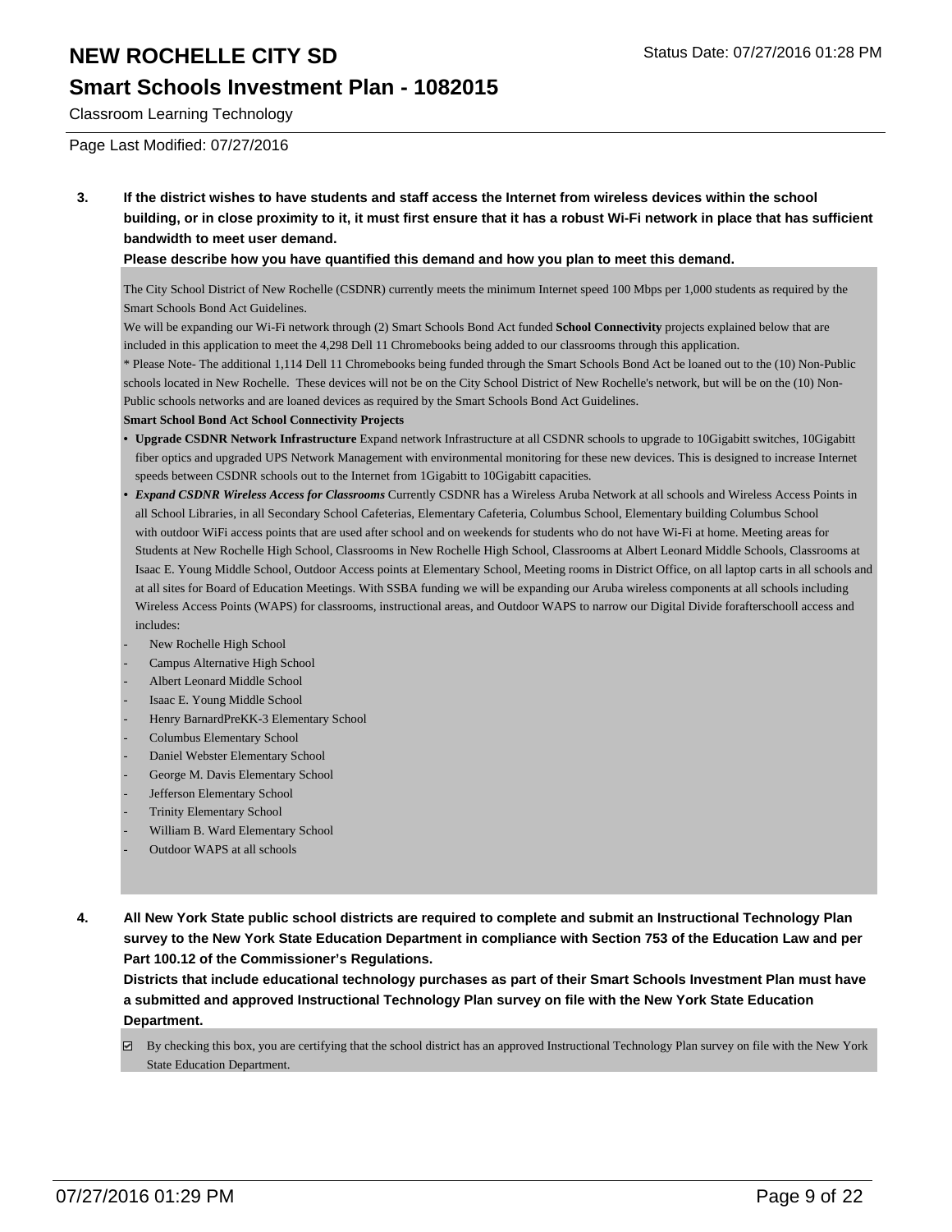**3. If the district wishes to have students and staff access the Internet from wireless devices within the school building, or in close proximity to it, it must first ensure that it has a robust Wi-Fi network in place that has sufficient bandwidth to meet user demand.**

**Please describe how you have quantified this demand and how you plan to meet this demand.**

The City School District of New Rochelle (CSDNR) currently meets the minimum Internet speed 100 Mbps per 1,000 students as required by the Smart Schools Bond Act Guidelines.

We will be expanding our Wi-Fi network through (2) Smart Schools Bond Act funded **School Connectivity** projects explained below that are included in this application to meet the 4,298 Dell 11 Chromebooks being added to our classrooms through this application.

* Please Note- The additional 1,114 Dell 11 Chromebooks being funded through the Smart Schools Bond Act be loaned out to the (10) Non-Public schools located in New Rochelle. These devices will not be on the City School District of New Rochelle's network, but will be on the (10) Non-Public schools networks and are loaned devices as required by the Smart Schools Bond Act Guidelines.

**Smart School Bond Act School Connectivity Projects**

- **Upgrade CSDNR Network Infrastructure** Expand network Infrastructure at all CSDNR schools to upgrade to 10Gigabitt switches, 10Gigabitt fiber optics and upgraded UPS Network Management with environmental monitoring for these new devices. This is designed to increase Internet speeds between CSDNR schools out to the Internet from 1Gigabitt to 10Gigabitt capacities.
- ***Expand CSDNR Wireless Access for Classrooms*** Currently CSDNR has a Wireless Aruba Network at all schools and Wireless Access Points in all School Libraries, in all Secondary School Cafeterias, Elementary Cafeteria, Columbus School, Elementary building Columbus School with outdoor WiFi access points that are used after school and on weekends for students who do not have Wi-Fi at home. Meeting areas for Students at New Rochelle High School, Classrooms in New Rochelle High School, Classrooms at Albert Leonard Middle Schools, Classrooms at Isaac E. Young Middle School, Outdoor Access points at Elementary School, Meeting rooms in District Office, on all laptop carts in all schools and at all sites for Board of Education Meetings. With SSBA funding we will be expanding our Aruba wireless components at all schools including Wireless Access Points (WAPS) for classrooms, instructional areas, and Outdoor WAPS to narrow our Digital Divide forafterschooll access and includes:

- New Rochelle High School
- Campus Alternative High School
- Albert Leonard Middle School
- Isaac E. Young Middle School
- Henry BarnardPreKK-3 Elementary School
- Columbus Elementary School
- Daniel Webster Elementary School
- George M. Davis Elementary School
- Jefferson Elementary School
- Trinity Elementary School
- William B. Ward Elementary School
- Outdoor WAPS at all schools

**4. All New York State public school districts are required to complete and submit an Instructional Technology Plan survey to the New York State Education Department in compliance with Section 753 of the Education Law and per Part 100.12 of the Commissioner's Regulations.**

**Districts that include educational technology purchases as part of their Smart Schools Investment Plan must have a submitted and approved Instructional Technology Plan survey on file with the New York State Education Department.**

☑ By checking this box, you are certifying that the school district has an approved Instructional Technology Plan survey on file with the New York State Education Department.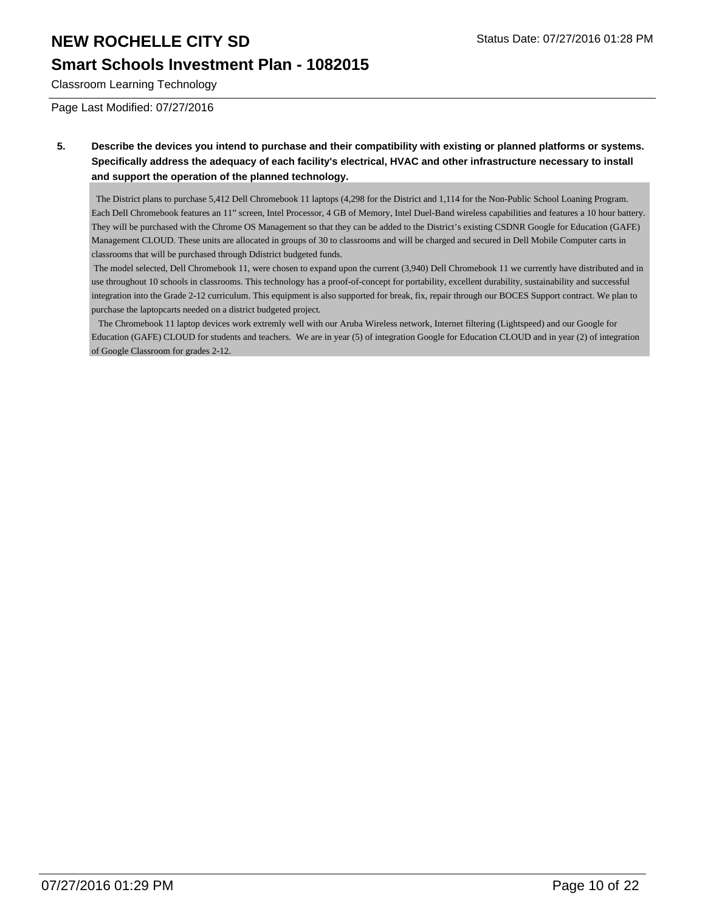**5. Describe the devices you intend to purchase and their compatibility with existing or planned platforms or systems. Specifically address the adequacy of each facility's electrical, HVAC and other infrastructure necessary to install and support the operation of the planned technology.**

The District plans to purchase 5,412 Dell Chromebook 11 laptops (4,298 for the District and 1,114 for the Non-Public School Loaning Program. Each Dell Chromebook features an 11" screen, Intel Processor, 4 GB of Memory, Intel Duel-Band wireless capabilities and features a 10 hour battery. They will be purchased with the Chrome OS Management so that they can be added to the District's existing CSDNR Google for Education (GAFE) Management CLOUD. These units are allocated in groups of 30 to classrooms and will be charged and secured in Dell Mobile Computer carts in classrooms that will be purchased through Ddistrict budgeted funds.

The model selected, Dell Chromebook 11, were chosen to expand upon the current (3,940) Dell Chromebook 11 we currently have distributed and in use throughout 10 schools in classrooms. This technology has a proof-of-concept for portability, excellent durability, sustainability and successful integration into the Grade 2-12 curriculum. This equipment is also supported for break, fix, repair through our BOCES Support contract. We plan to purchase the laptopcarts needed on a district budgeted project.

The Chromebook 11 laptop devices work extremly well with our Aruba Wireless network, Internet filtering (Lightspeed) and our Google for Education (GAFE) CLOUD for students and teachers. We are in year (5) of integration Google for Education CLOUD and in year (2) of integration of Google Classroom for grades 2-12.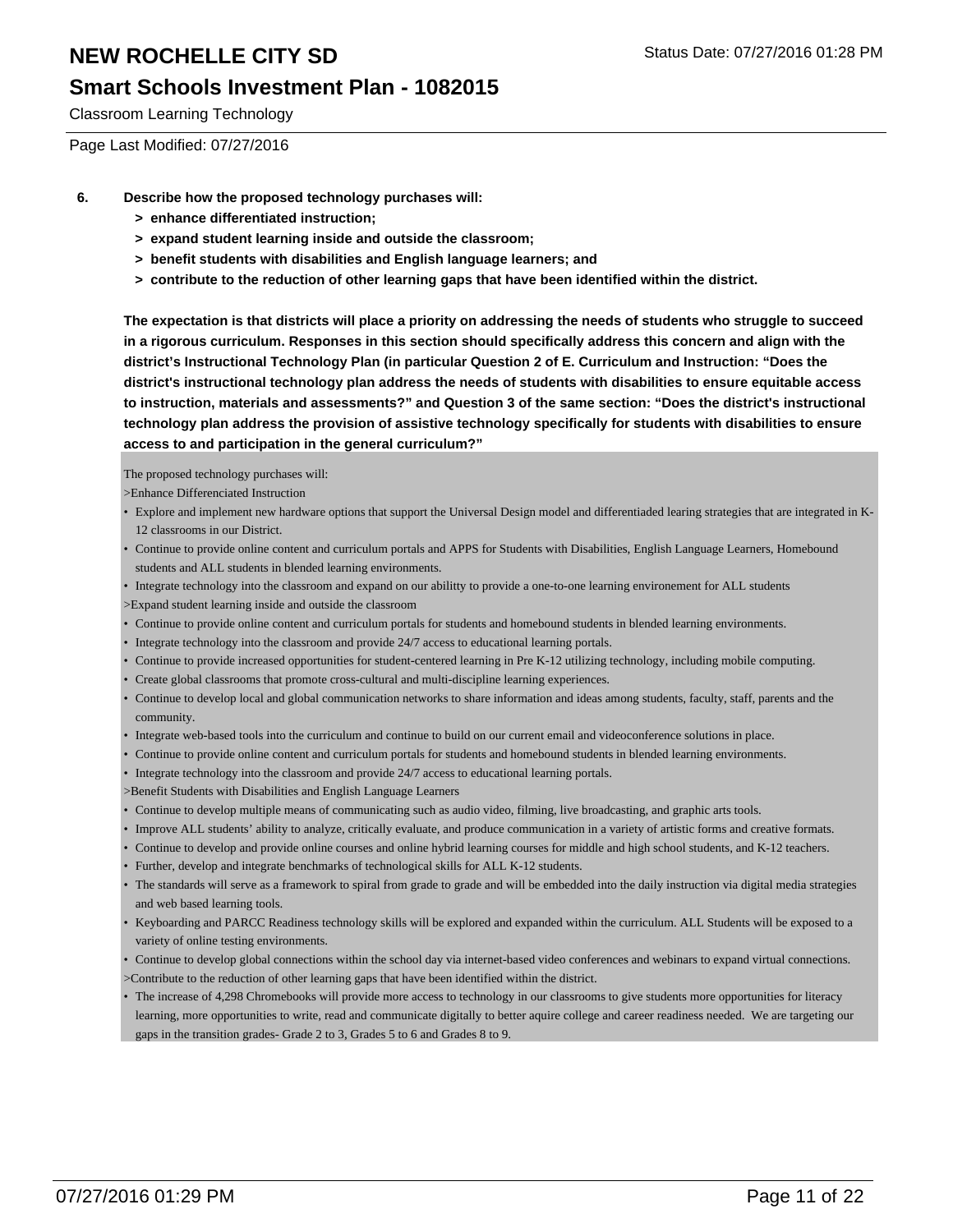# NEW ROCHELLE CITY SD

## Smart Schools Investment Plan - 1082015

Classroom Learning Technology

Page Last Modified: 07/27/2016

**6. Describe how the proposed technology purchases will:**

- **> enhance differentiated instruction;**
- **> expand student learning inside and outside the classroom;**
- **> benefit students with disabilities and English language learners; and**
- **> contribute to the reduction of other learning gaps that have been identified within the district.**

**The expectation is that districts will place a priority on addressing the needs of students who struggle to succeed in a rigorous curriculum. Responses in this section should specifically address this concern and align with the district's Instructional Technology Plan (in particular Question 2 of E. Curriculum and Instruction: "Does the district's instructional technology plan address the needs of students with disabilities to ensure equitable access to instruction, materials and assessments?" and Question 3 of the same section: "Does the district's instructional technology plan address the provision of assistive technology specifically for students with disabilities to ensure access to and participation in the general curriculum?"**

The proposed technology purchases will:

>Enhance Differenciated Instruction

- Explore and implement new hardware options that support the Universal Design model and differentiaded learing strategies that are integrated in K-12 classrooms in our District.
- Continue to provide online content and curriculum portals and APPS for Students with Disabilities, English Language Learners, Homebound students and ALL students in blended learning environments.
- Integrate technology into the classroom and expand on our abilitty to provide a one-to-one learning environement for ALL students

>Expand student learning inside and outside the classroom

- Continue to provide online content and curriculum portals for students and homebound students in blended learning environments.
- Integrate technology into the classroom and provide 24/7 access to educational learning portals.
- Continue to provide increased opportunities for student-centered learning in Pre K-12 utilizing technology, including mobile computing.
- Create global classrooms that promote cross-cultural and multi-discipline learning experiences.
- Continue to develop local and global communication networks to share information and ideas among students, faculty, staff, parents and the community.
- Integrate web-based tools into the curriculum and continue to build on our current email and videoconference solutions in place.
- Continue to provide online content and curriculum portals for students and homebound students in blended learning environments.
- Integrate technology into the classroom and provide 24/7 access to educational learning portals.

>Benefit Students with Disabilities and English Language Learners

- Continue to develop multiple means of communicating such as audio video, filming, live broadcasting, and graphic arts tools.
- Improve ALL students' ability to analyze, critically evaluate, and produce communication in a variety of artistic forms and creative formats.
- Continue to develop and provide online courses and online hybrid learning courses for middle and high school students, and K-12 teachers.
- Further, develop and integrate benchmarks of technological skills for ALL K-12 students.
- The standards will serve as a framework to spiral from grade to grade and will be embedded into the daily instruction via digital media strategies and web based learning tools.
- Keyboarding and PARCC Readiness technology skills will be explored and expanded within the curriculum. ALL Students will be exposed to a variety of online testing environments.
- Continue to develop global connections within the school day via internet-based video conferences and webinars to expand virtual connections.

>Contribute to the reduction of other learning gaps that have been identified within the district.

- The increase of 4,298 Chromebooks will provide more access to technology in our classrooms to give students more opportunities for literacy learning, more opportunities to write, read and communicate digitally to better aquire college and career readiness needed. We are targeting our gaps in the transition grades- Grade 2 to 3, Grades 5 to 6 and Grades 8 to 9.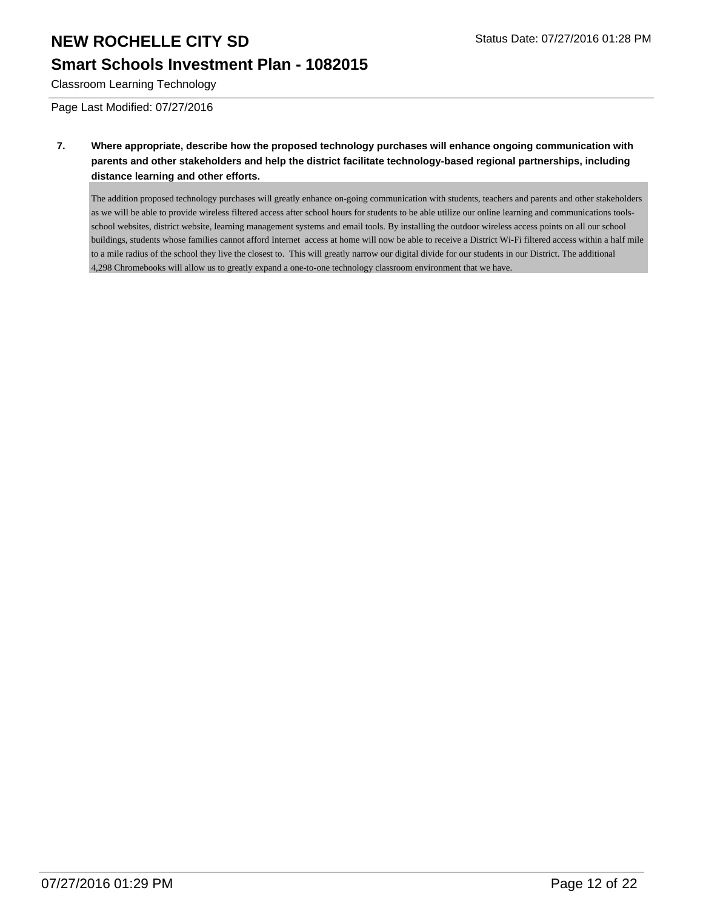**7. Where appropriate, describe how the proposed technology purchases will enhance ongoing communication with parents and other stakeholders and help the district facilitate technology-based regional partnerships, including distance learning and other efforts.**

The addition proposed technology purchases will greatly enhance on-going communication with students, teachers and parents and other stakeholders as we will be able to provide wireless filtered access after school hours for students to be able utilize our online learning and communications tools- school websites, district website, learning management systems and email tools. By installing the outdoor wireless access points on all our school buildings, students whose families cannot afford Internet access at home will now be able to receive a District Wi-Fi filtered access within a half mile to a mile radius of the school they live the closest to. This will greatly narrow our digital divide for our students in our District. The additional 4,298 Chromebooks will allow us to greatly expand a one-to-one technology classroom environment that we have.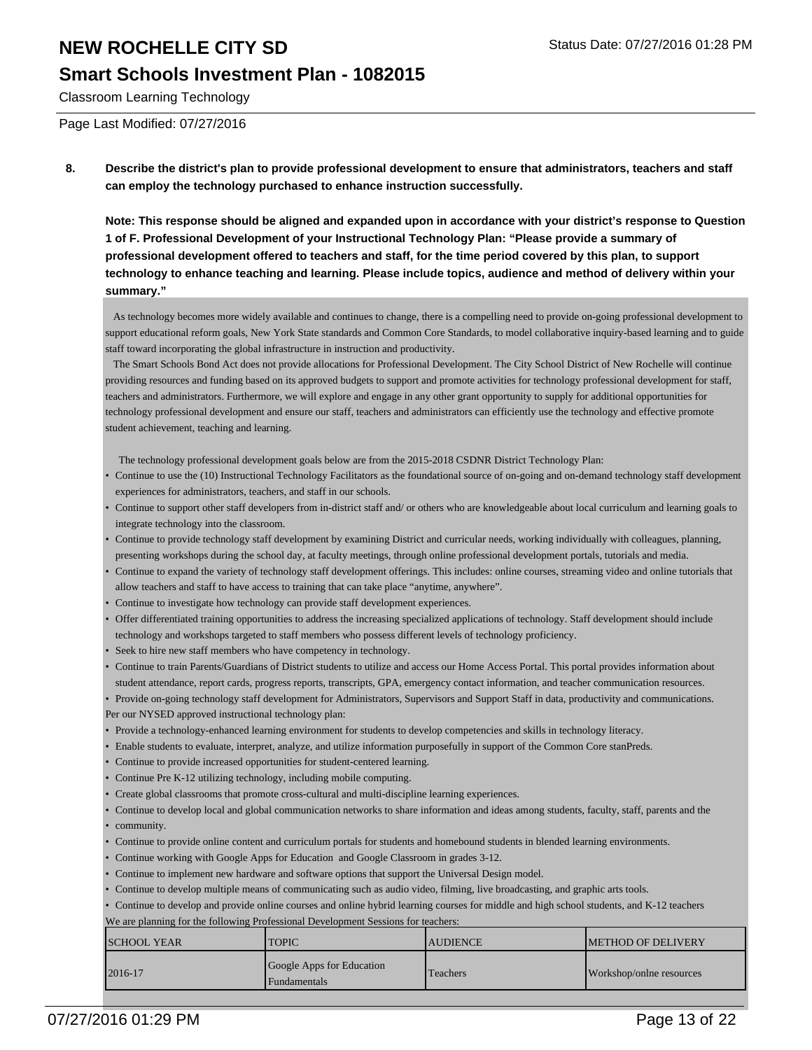Classroom Learning Technology

Page Last Modified: 07/27/2016

**8. Describe the district's plan to provide professional development to ensure that administrators, teachers and staff can employ the technology purchased to enhance instruction successfully.**

**Note: This response should be aligned and expanded upon in accordance with your district's response to Question 1 of F. Professional Development of your Instructional Technology Plan: "Please provide a summary of professional development offered to teachers and staff, for the time period covered by this plan, to support technology to enhance teaching and learning. Please include topics, audience and method of delivery within your summary."**

As technology becomes more widely available and continues to change, there is a compelling need to provide on-going professional development to support educational reform goals, New York State standards and Common Core Standards, to model collaborative inquiry-based learning and to guide staff toward incorporating the global infrastructure in instruction and productivity.

The Smart Schools Bond Act does not provide allocations for Professional Development. The City School District of New Rochelle will continue providing resources and funding based on its approved budgets to support and promote activities for technology professional development for staff, teachers and administrators. Furthermore, we will explore and engage in any other grant opportunity to supply for additional opportunities for technology professional development and ensure our staff, teachers and administrators can efficiently use the technology and effective promote student achievement, teaching and learning.

The technology professional development goals below are from the 2015-2018 CSDNR District Technology Plan:

- Continue to use the (10) Instructional Technology Facilitators as the foundational source of on-going and on-demand technology staff development experiences for administrators, teachers, and staff in our schools.
- Continue to support other staff developers from in-district staff and/ or others who are knowledgeable about local curriculum and learning goals to integrate technology into the classroom.
- Continue to provide technology staff development by examining District and curricular needs, working individually with colleagues, planning, presenting workshops during the school day, at faculty meetings, through online professional development portals, tutorials and media.
- Continue to expand the variety of technology staff development offerings. This includes: online courses, streaming video and online tutorials that allow teachers and staff to have access to training that can take place "anytime, anywhere".
- Continue to investigate how technology can provide staff development experiences.
- Offer differentiated training opportunities to address the increasing specialized applications of technology. Staff development should include technology and workshops targeted to staff members who possess different levels of technology proficiency.
- Seek to hire new staff members who have competency in technology.
- Continue to train Parents/Guardians of District students to utilize and access our Home Access Portal. This portal provides information about student attendance, report cards, progress reports, transcripts, GPA, emergency contact information, and teacher communication resources.
- Provide on-going technology staff development for Administrators, Supervisors and Support Staff in data, productivity and communications.

Per our NYSED approved instructional technology plan:

- Provide a technology-enhanced learning environment for students to develop competencies and skills in technology literacy.
- Enable students to evaluate, interpret, analyze, and utilize information purposefully in support of the Common Core stanPreds.
- Continue to provide increased opportunities for student-centered learning.
- Continue Pre K-12 utilizing technology, including mobile computing.
- Create global classrooms that promote cross-cultural and multi-discipline learning experiences.
- Continue to develop local and global communication networks to share information and ideas among students, faculty, staff, parents and the
- community.
- Continue to provide online content and curriculum portals for students and homebound students in blended learning environments.
- Continue working with Google Apps for Education and Google Classroom in grades 3-12.
- Continue to implement new hardware and software options that support the Universal Design model.
- Continue to develop multiple means of communicating such as audio video, filming, live broadcasting, and graphic arts tools.
- Continue to develop and provide online courses and online hybrid learning courses for middle and high school students, and K-12 teachers

We are planning for the following Professional Development Sessions for teachers:

| SCHOOL YEAR | TOPIC | AUDIENCE | METHOD OF DELIVERY |
|---|---|---|---|
| 2016-17 | Google Apps for Education Fundamentals | Teachers | Workshop/onlne resources |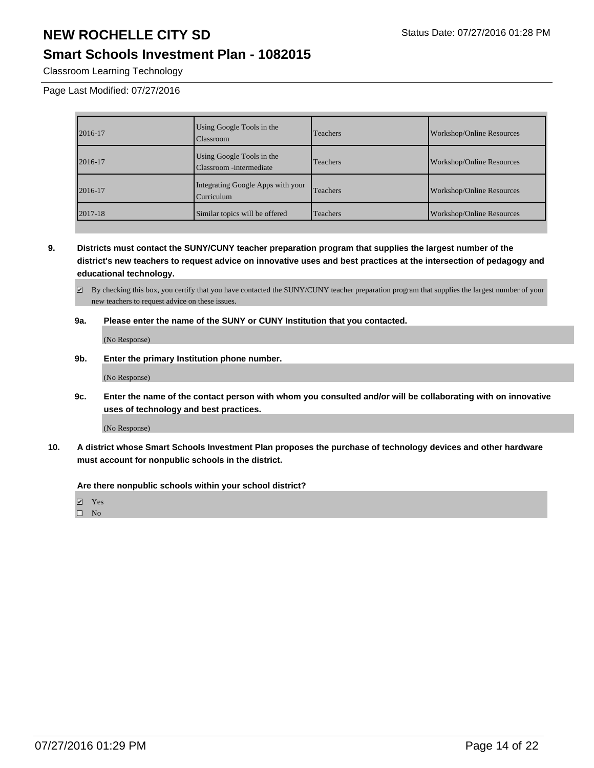| | | | |
|---|---|---|---|
| 2016-17 | Using Google Tools in the Classroom | Teachers | Workshop/Online Resources |
| 2016-17 | Using Google Tools in the Classroom -intermediate | Teachers | Workshop/Online Resources |
| 2016-17 | Integrating Google Apps with your Curriculum | Teachers | Workshop/Online Resources |
| 2017-18 | Similar topics will be offered | Teachers | Workshop/Online Resources |

**9. Districts must contact the SUNY/CUNY teacher preparation program that supplies the largest number of the district's new teachers to request advice on innovative uses and best practices at the intersection of pedagogy and educational technology.**

☑ By checking this box, you certify that you have contacted the SUNY/CUNY teacher preparation program that supplies the largest number of your new teachers to request advice on these issues.

**9a. Please enter the name of the SUNY or CUNY Institution that you contacted.**

(No Response)

**9b. Enter the primary Institution phone number.**

(No Response)

**9c. Enter the name of the contact person with whom you consulted and/or will be collaborating with on innovative uses of technology and best practices.**

(No Response)

**10. A district whose Smart Schools Investment Plan proposes the purchase of technology devices and other hardware must account for nonpublic schools in the district.**

**Are there nonpublic schools within your school district?**

☑ Yes
☐ No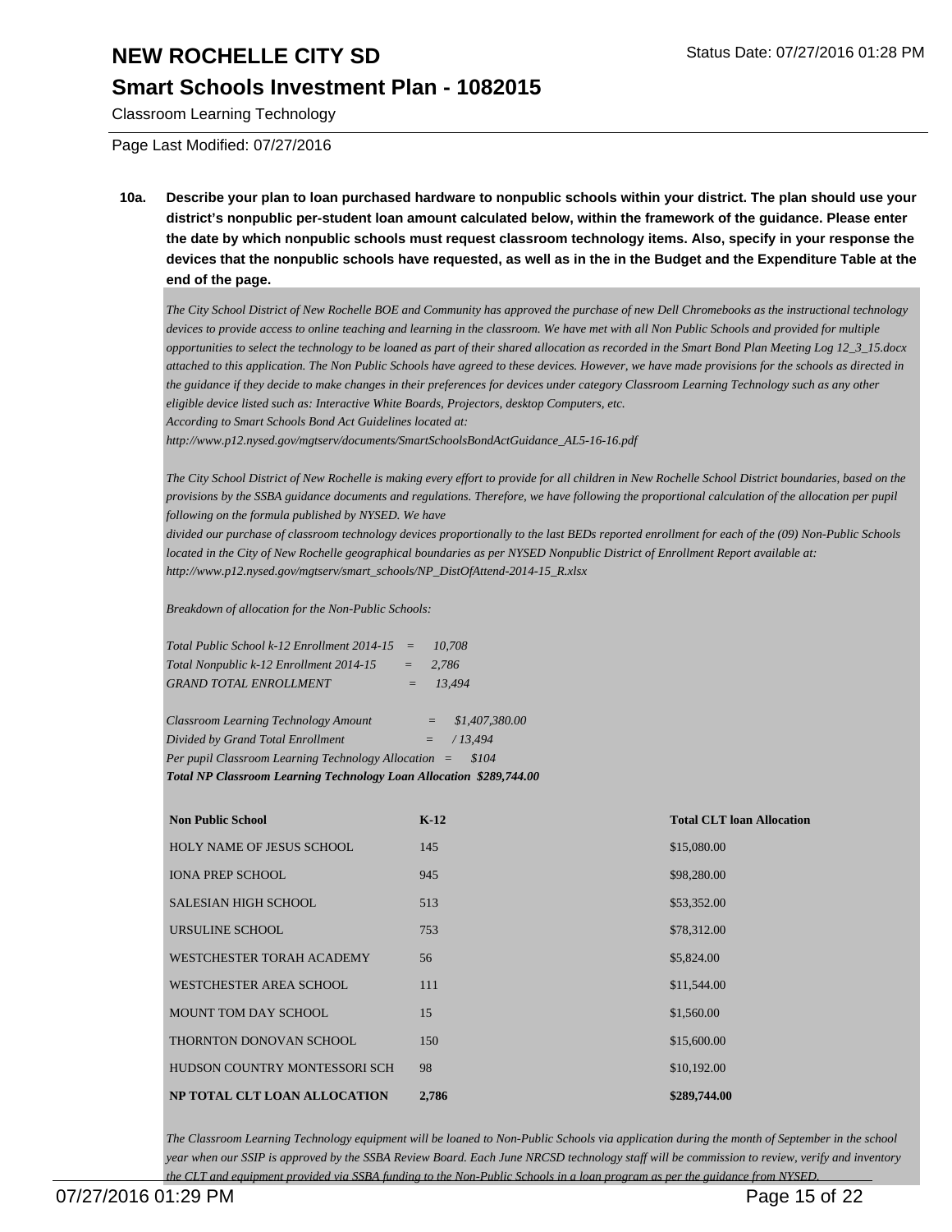# NEW ROCHELLE CITY SD

## Smart Schools Investment Plan - 1082015

Classroom Learning Technology

Page Last Modified: 07/27/2016

**10a. Describe your plan to loan purchased hardware to nonpublic schools within your district. The plan should use your district's nonpublic per-student loan amount calculated below, within the framework of the guidance. Please enter the date by which nonpublic schools must request classroom technology items. Also, specify in your response the devices that the nonpublic schools have requested, as well as in the in the Budget and the Expenditure Table at the end of the page.**

*The City School District of New Rochelle BOE and Community has approved the purchase of new Dell Chromebooks as the instructional technology devices to provide access to online teaching and learning in the classroom. We have met with all Non Public Schools and provided for multiple opportunities to select the technology to be loaned as part of their shared allocation as recorded in the Smart Bond Plan Meeting Log 12_3_15.docx attached to this application. The Non Public Schools have agreed to these devices. However, we have made provisions for the schools as directed in the guidance if they decide to make changes in their preferences for devices under category Classroom Learning Technology such as any other eligible device listed such as: Interactive White Boards, Projectors, desktop Computers, etc.*
*According to Smart Schools Bond Act Guidelines located at:*
*http://www.p12.nysed.gov/mgtserv/documents/SmartSchoolsBondActGuidance_AL5-16-16.pdf*

*The City School District of New Rochelle is making every effort to provide for all children in New Rochelle School District boundaries, based on the provisions by the SSBA guidance documents and regulations. Therefore, we have following the proportional calculation of the allocation per pupil following on the formula published by NYSED. We have*
*divided our purchase of classroom technology devices proportionally to the last BEDs reported enrollment for each of the (09) Non-Public Schools located in the City of New Rochelle geographical boundaries as per NYSED Nonpublic District of Enrollment Report available at:*
*http://www.p12.nysed.gov/mgtserv/smart_schools/NP_DistOfAttend-2014-15_R.xlsx*

*Breakdown of allocation for the Non-Public Schools:*

*Total Public School k-12 Enrollment 2014-15 = 10,708*
*Total Nonpublic k-12 Enrollment 2014-15 = 2,786*
*GRAND TOTAL ENROLLMENT = 13,494*

*Classroom Learning Technology Amount = $1,407,380.00*
*Divided by Grand Total Enrollment = / 13,494*
*Per pupil Classroom Learning Technology Allocation = $104*
***Total NP Classroom Learning Technology Loan Allocation $289,744.00***

| Non Public School | K-12 | Total CLT loan Allocation |
|---|---|---|
| HOLY NAME OF JESUS SCHOOL | 145 | $15,080.00 |
| IONA PREP SCHOOL | 945 | $98,280.00 |
| SALESIAN HIGH SCHOOL | 513 | $53,352.00 |
| URSULINE SCHOOL | 753 | $78,312.00 |
| WESTCHESTER TORAH ACADEMY | 56 | $5,824.00 |
| WESTCHESTER AREA SCHOOL | 111 | $11,544.00 |
| MOUNT TOM DAY SCHOOL | 15 | $1,560.00 |
| THORNTON DONOVAN SCHOOL | 150 | $15,600.00 |
| HUDSON COUNTRY MONTESSORI SCH | 98 | $10,192.00 |
| **NP TOTAL CLT LOAN ALLOCATION** | **2,786** | **$289,744.00** |

*The Classroom Learning Technology equipment will be loaned to Non-Public Schools via application during the month of September in the school year when our SSIP is approved by the SSBA Review Board. Each June NRCSD technology staff will be commission to review, verify and inventory the CLT and equipment provided via SSBA funding to the Non-Public Schools in a loan program as per the guidance from NYSED.*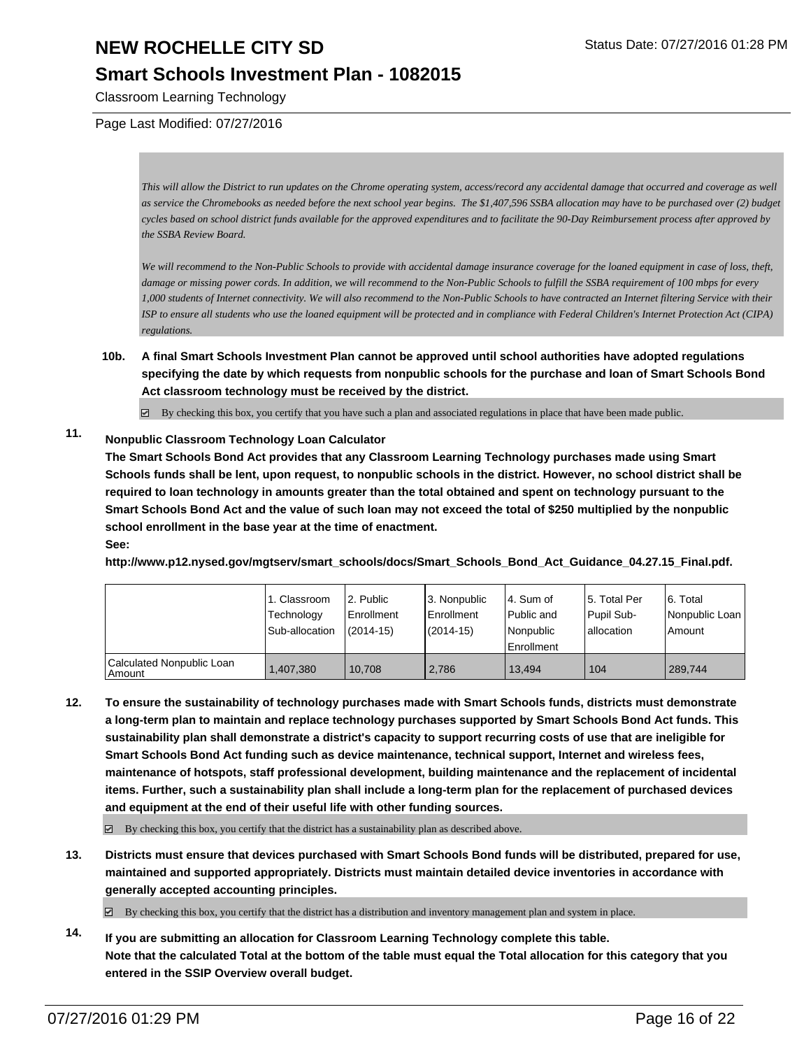*This will allow the District to run updates on the Chrome operating system, access/record any accidental damage that occurred and coverage as well as service the Chromebooks as needed before the next school year begins.  The $1,407,596 SSBA allocation may have to be purchased over (2) budget cycles based on school district funds available for the approved expenditures and to facilitate the 90-Day Reimbursement process after approved by the SSBA Review Board.*

*We will recommend to the Non-Public Schools to provide with accidental damage insurance coverage for the loaned equipment in case of loss, theft, damage or missing power cords. In addition, we will recommend to the Non-Public Schools to fulfill the SSBA requirement of 100 mbps for every 1,000 students of Internet connectivity. We will also recommend to the Non-Public Schools to have contracted an Internet filtering Service with their ISP to ensure all students who use the loaned equipment will be protected and in compliance with Federal Children's Internet Protection Act (CIPA) regulations.*

**10b. A final Smart Schools Investment Plan cannot be approved until school authorities have adopted regulations specifying the date by which requests from nonpublic schools for the purchase and loan of Smart Schools Bond Act classroom technology must be received by the district.**

☑ By checking this box, you certify that you have such a plan and associated regulations in place that have been made public.

**11. Nonpublic Classroom Technology Loan Calculator**

**The Smart Schools Bond Act provides that any Classroom Learning Technology purchases made using Smart Schools funds shall be lent, upon request, to nonpublic schools in the district. However, no school district shall be required to loan technology in amounts greater than the total obtained and spent on technology pursuant to the Smart Schools Bond Act and the value of such loan may not exceed the total of $250 multiplied by the nonpublic school enrollment in the base year at the time of enactment.**

**See:**

**http://www.p12.nysed.gov/mgtserv/smart_schools/docs/Smart_Schools_Bond_Act_Guidance_04.27.15_Final.pdf.**

| | 1. Classroom Technology Sub-allocation | 2. Public Enrollment (2014-15) | 3. Nonpublic Enrollment (2014-15) | 4. Sum of Public and Nonpublic Enrollment | 5. Total Per Pupil Sub-allocation | 6. Total Nonpublic Loan Amount |
|---|---|---|---|---|---|---|
| Calculated Nonpublic Loan Amount | 1,407,380 | 10,708 | 2,786 | 13,494 | 104 | 289,744 |

**12. To ensure the sustainability of technology purchases made with Smart Schools funds, districts must demonstrate a long-term plan to maintain and replace technology purchases supported by Smart Schools Bond Act funds. This sustainability plan shall demonstrate a district's capacity to support recurring costs of use that are ineligible for Smart Schools Bond Act funding such as device maintenance, technical support, Internet and wireless fees, maintenance of hotspots, staff professional development, building maintenance and the replacement of incidental items. Further, such a sustainability plan shall include a long-term plan for the replacement of purchased devices and equipment at the end of their useful life with other funding sources.**

☑ By checking this box, you certify that the district has a sustainability plan as described above.

**13. Districts must ensure that devices purchased with Smart Schools Bond funds will be distributed, prepared for use, maintained and supported appropriately. Districts must maintain detailed device inventories in accordance with generally accepted accounting principles.**

☑ By checking this box, you certify that the district has a distribution and inventory management plan and system in place.

**14. If you are submitting an allocation for Classroom Learning Technology complete this table. Note that the calculated Total at the bottom of the table must equal the Total allocation for this category that you entered in the SSIP Overview overall budget.**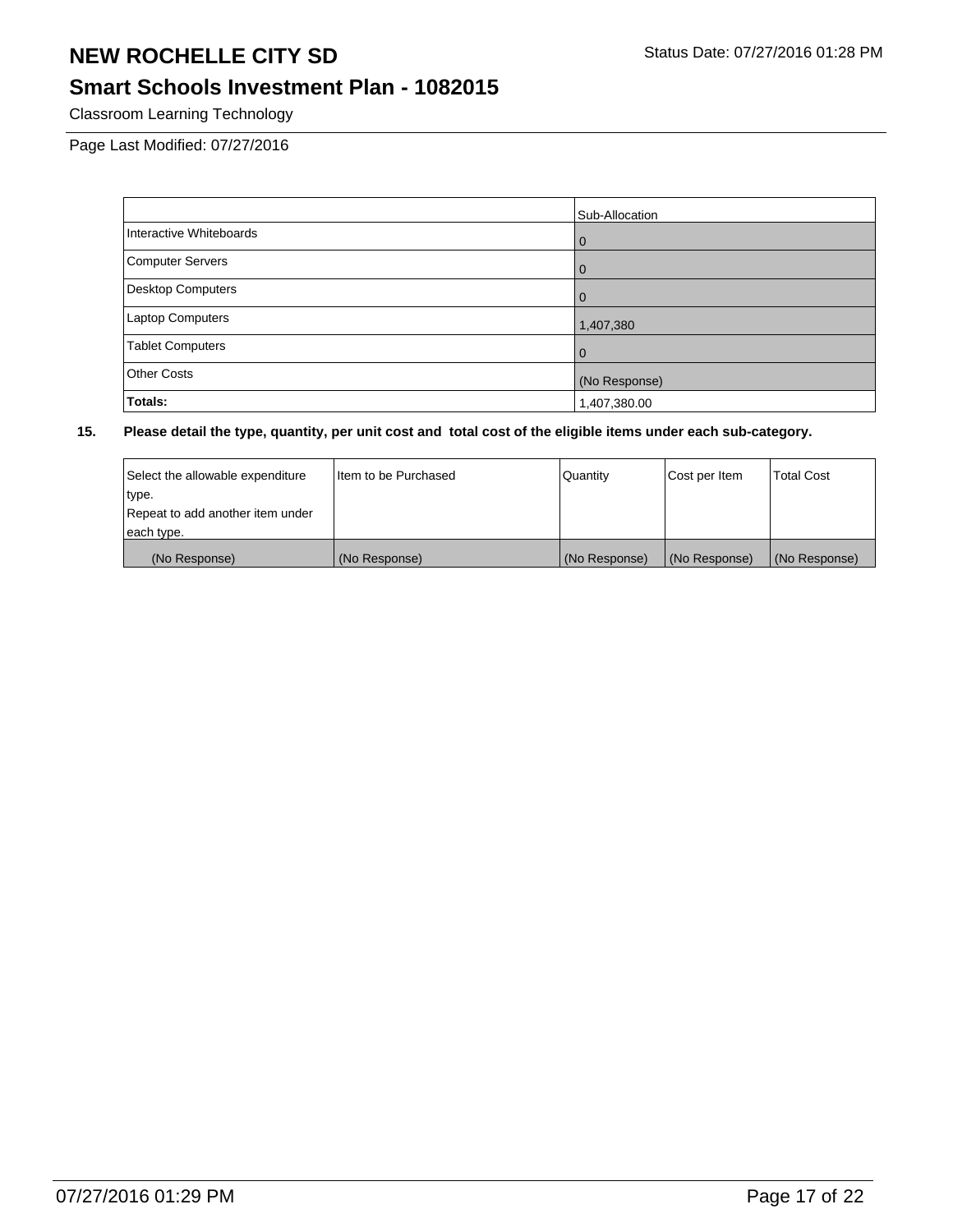# NEW ROCHELLE CITY SD

## Smart Schools Investment Plan - 1082015

Classroom Learning Technology

Page Last Modified: 07/27/2016

| | Sub-Allocation |
|---|---|
| Interactive Whiteboards | 0 |
| Computer Servers | 0 |
| Desktop Computers | 0 |
| Laptop Computers | 1,407,380 |
| Tablet Computers | 0 |
| Other Costs | (No Response) |
| **Totals:** | 1,407,380.00 |

**15. Please detail the type, quantity, per unit cost and total cost of the eligible items under each sub-category.**

| Select the allowable expenditure type. Repeat to add another item under each type. | Item to be Purchased | Quantity | Cost per Item | Total Cost |
|---|---|---|---|---|
| (No Response) | (No Response) | (No Response) | (No Response) | (No Response) |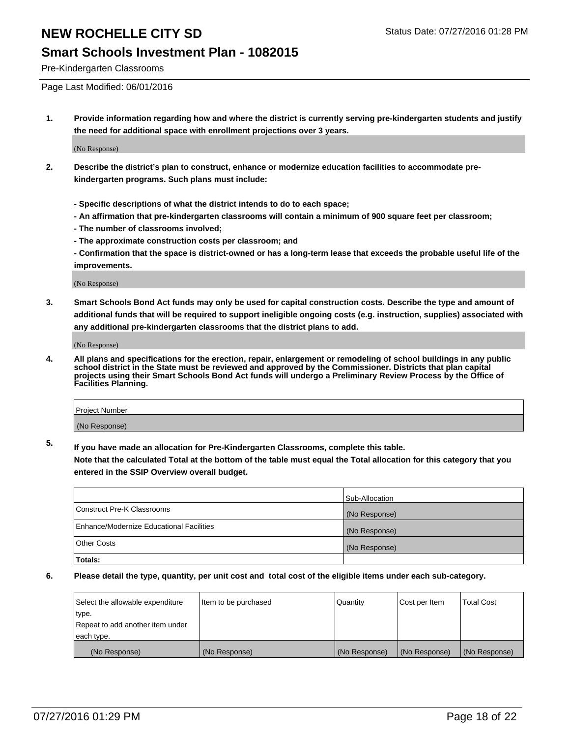# NEW ROCHELLE CITY SD

Status Date: 07/27/2016 01:28 PM

## Smart Schools Investment Plan - 1082015

Pre-Kindergarten Classrooms

Page Last Modified: 06/01/2016

**1. Provide information regarding how and where the district is currently serving pre-kindergarten students and justify the need for additional space with enrollment projections over 3 years.**

(No Response)

**2. Describe the district's plan to construct, enhance or modernize education facilities to accommodate pre-kindergarten programs. Such plans must include:**

**- Specific descriptions of what the district intends to do to each space;**
**- An affirmation that pre-kindergarten classrooms will contain a minimum of 900 square feet per classroom;**
**- The number of classrooms involved;**
**- The approximate construction costs per classroom; and**
**- Confirmation that the space is district-owned or has a long-term lease that exceeds the probable useful life of the improvements.**

(No Response)

**3. Smart Schools Bond Act funds may only be used for capital construction costs. Describe the type and amount of additional funds that will be required to support ineligible ongoing costs (e.g. instruction, supplies) associated with any additional pre-kindergarten classrooms that the district plans to add.**

(No Response)

**4. All plans and specifications for the erection, repair, enlargement or remodeling of school buildings in any public school district in the State must be reviewed and approved by the Commissioner. Districts that plan capital projects using their Smart Schools Bond Act funds will undergo a Preliminary Review Process by the Office of Facilities Planning.**

| Project Number |
|---|
| (No Response) |

**5. If you have made an allocation for Pre-Kindergarten Classrooms, complete this table.**
**Note that the calculated Total at the bottom of the table must equal the Total allocation for this category that you entered in the SSIP Overview overall budget.**

| | Sub-Allocation |
|---|---|
| Construct Pre-K Classrooms | (No Response) |
| Enhance/Modernize Educational Facilities | (No Response) |
| Other Costs | (No Response) |
| **Totals:** | |

**6. Please detail the type, quantity, per unit cost and total cost of the eligible items under each sub-category.**

| Select the allowable expenditure type. Repeat to add another item under each type. | Item to be purchased | Quantity | Cost per Item | Total Cost |
|---|---|---|---|---|
| (No Response) | (No Response) | (No Response) | (No Response) | (No Response) |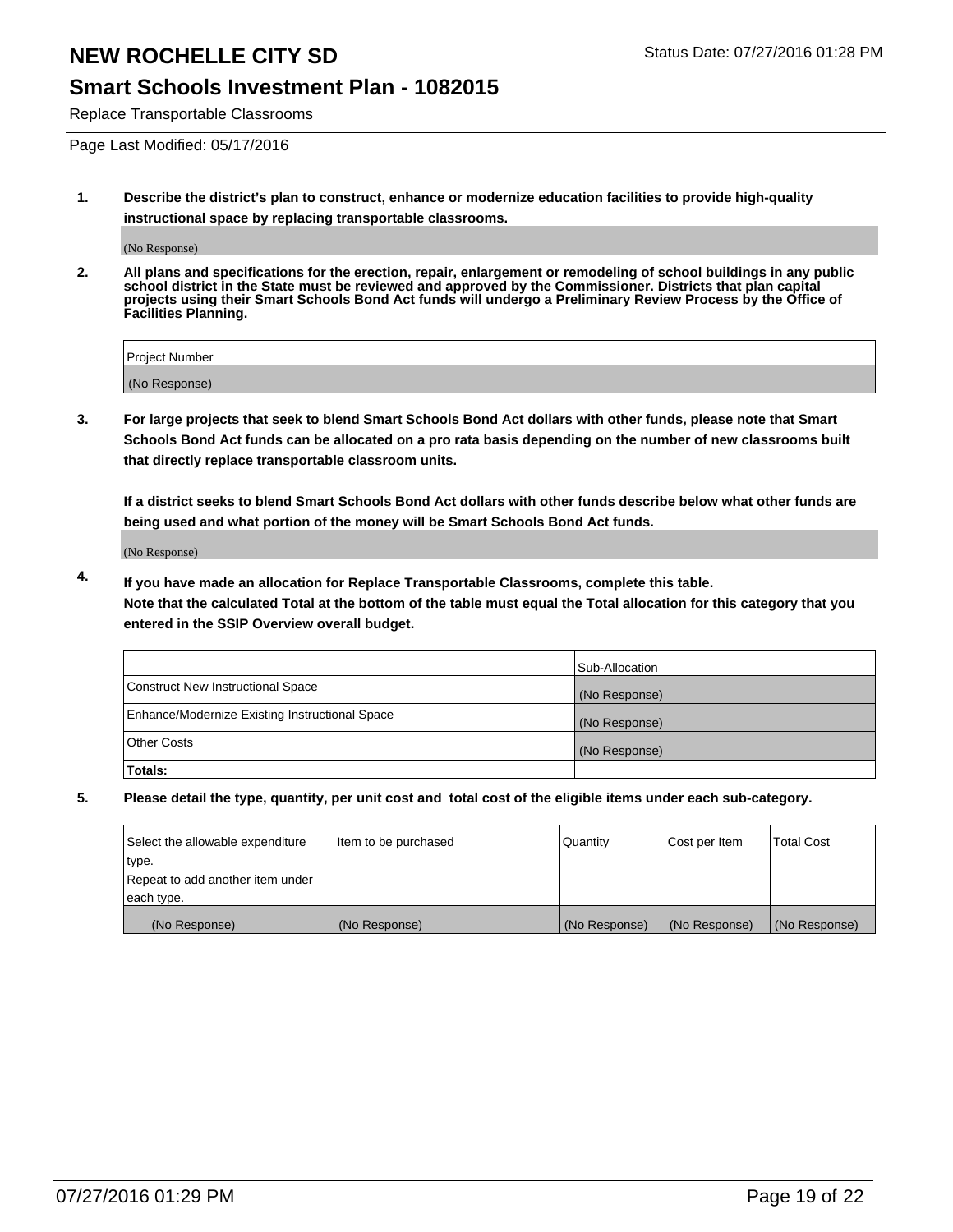# NEW ROCHELLE CITY SD

## Smart Schools Investment Plan - 1082015

Replace Transportable Classrooms

Status Date: 07/27/2016 01:28 PM

Page Last Modified: 05/17/2016

**1. Describe the district's plan to construct, enhance or modernize education facilities to provide high-quality instructional space by replacing transportable classrooms.**

(No Response)

**2. All plans and specifications for the erection, repair, enlargement or remodeling of school buildings in any public school district in the State must be reviewed and approved by the Commissioner. Districts that plan capital projects using their Smart Schools Bond Act funds will undergo a Preliminary Review Process by the Office of Facilities Planning.**

| Project Number |
|---|
| (No Response) |

**3. For large projects that seek to blend Smart Schools Bond Act dollars with other funds, please note that Smart Schools Bond Act funds can be allocated on a pro rata basis depending on the number of new classrooms built that directly replace transportable classroom units.**

**If a district seeks to blend Smart Schools Bond Act dollars with other funds describe below what other funds are being used and what portion of the money will be Smart Schools Bond Act funds.**

(No Response)

**4. If you have made an allocation for Replace Transportable Classrooms, complete this table.**
**Note that the calculated Total at the bottom of the table must equal the Total allocation for this category that you entered in the SSIP Overview overall budget.**

| | Sub-Allocation |
|---|---|
| Construct New Instructional Space | (No Response) |
| Enhance/Modernize Existing Instructional Space | (No Response) |
| Other Costs | (No Response) |
| **Totals:** | |

**5. Please detail the type, quantity, per unit cost and total cost of the eligible items under each sub-category.**

| Select the allowable expenditure type. Repeat to add another item under each type. | Item to be purchased | Quantity | Cost per Item | Total Cost |
|---|---|---|---|---|
| (No Response) | (No Response) | (No Response) | (No Response) | (No Response) |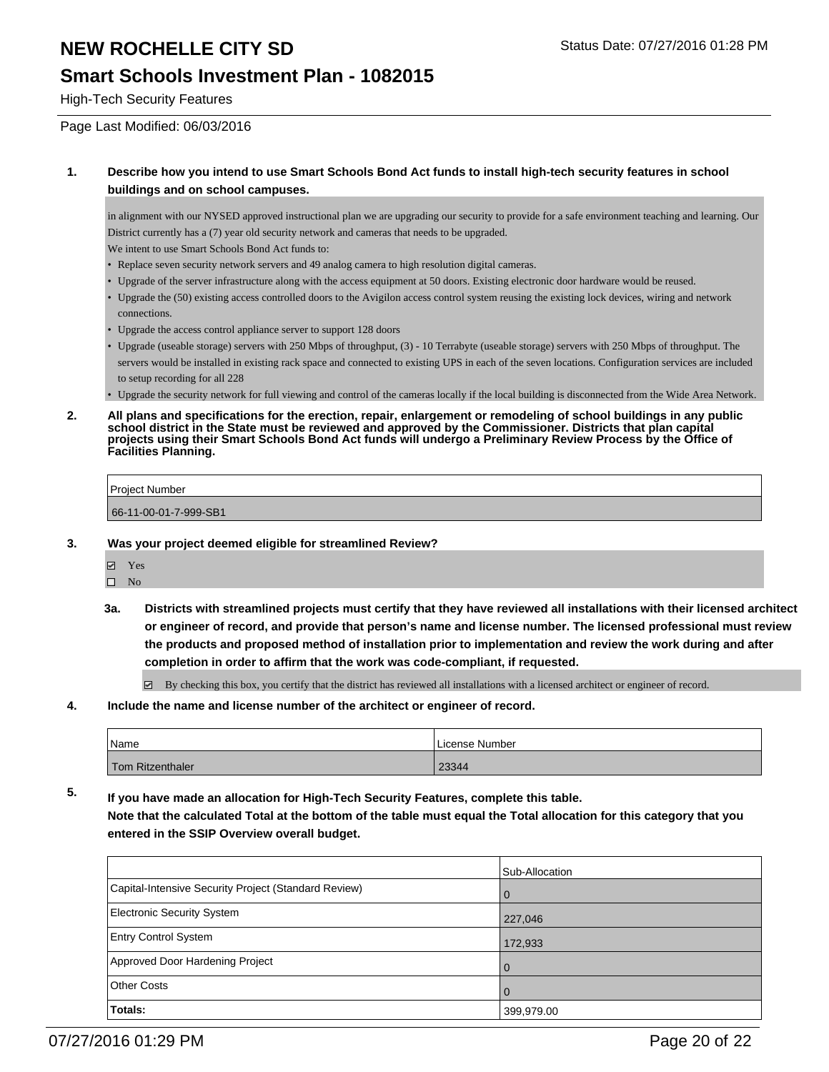# NEW ROCHELLE CITY SD

Status Date: 07/27/2016 01:28 PM

## Smart Schools Investment Plan - 1082015

High-Tech Security Features

Page Last Modified: 06/03/2016

**1. Describe how you intend to use Smart Schools Bond Act funds to install high-tech security features in school buildings and on school campuses.**

in alignment with our NYSED approved instructional plan we are upgrading our security to provide for a safe environment teaching and learning. Our District currently has a (7) year old security network and cameras that needs to be upgraded.

We intent to use Smart Schools Bond Act funds to:

- Replace seven security network servers and 49 analog camera to high resolution digital cameras.
- Upgrade of the server infrastructure along with the access equipment at 50 doors. Existing electronic door hardware would be reused.
- Upgrade the (50) existing access controlled doors to the Avigilon access control system reusing the existing lock devices, wiring and network connections.
- Upgrade the access control appliance server to support 128 doors
- Upgrade (useable storage) servers with 250 Mbps of throughput, (3) - 10 Terrabyte (useable storage) servers with 250 Mbps of throughput. The servers would be installed in existing rack space and connected to existing UPS in each of the seven locations. Configuration services are included to setup recording for all 228
- Upgrade the security network for full viewing and control of the cameras locally if the local building is disconnected from the Wide Area Network.

**2. All plans and specifications for the erection, repair, enlargement or remodeling of school buildings in any public school district in the State must be reviewed and approved by the Commissioner. Districts that plan capital projects using their Smart Schools Bond Act funds will undergo a Preliminary Review Process by the Office of Facilities Planning.**

| Project Number |
|---|
| 66-11-00-01-7-999-SB1 |

**3. Was your project deemed eligible for streamlined Review?**

- ☑ Yes
- ☐ No

**3a. Districts with streamlined projects must certify that they have reviewed all installations with their licensed architect or engineer of record, and provide that person's name and license number. The licensed professional must review the products and proposed method of installation prior to implementation and review the work during and after completion in order to affirm that the work was code-compliant, if requested.**

☑ By checking this box, you certify that the district has reviewed all installations with a licensed architect or engineer of record.

**4. Include the name and license number of the architect or engineer of record.**

| Name | License Number |
|---|---|
| Tom Ritzenthaler | 23344 |

**5. If you have made an allocation for High-Tech Security Features, complete this table.**
**Note that the calculated Total at the bottom of the table must equal the Total allocation for this category that you entered in the SSIP Overview overall budget.**

| | Sub-Allocation |
|---|---|
| Capital-Intensive Security Project (Standard Review) | 0 |
| Electronic Security System | 227,046 |
| Entry Control System | 172,933 |
| Approved Door Hardening Project | 0 |
| Other Costs | 0 |
| **Totals:** | 399,979.00 |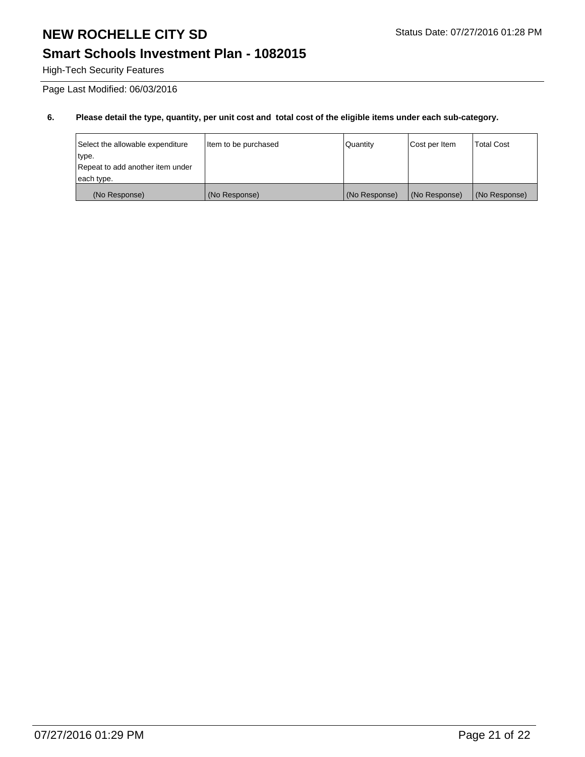# NEW ROCHELLE CITY SD

Status Date: 07/27/2016 01:28 PM

## Smart Schools Investment Plan - 1082015

High-Tech Security Features

Page Last Modified: 06/03/2016

**6. Please detail the type, quantity, per unit cost and total cost of the eligible items under each sub-category.**

| Select the allowable expenditure type. Repeat to add another item under each type. | Item to be purchased | Quantity | Cost per Item | Total Cost |
|---|---|---|---|---|
| (No Response) | (No Response) | (No Response) | (No Response) | (No Response) |